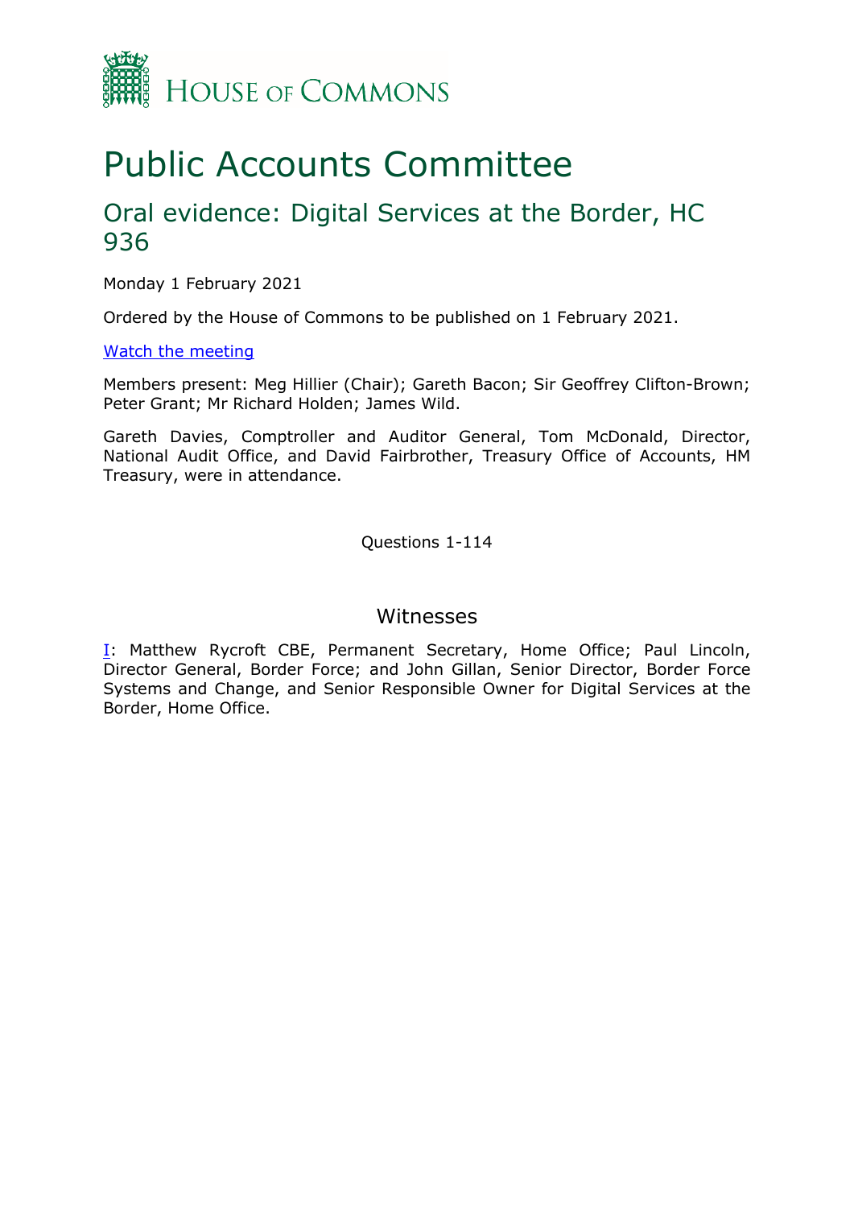HOUSE OF COMMONS

# Public Accounts Committee

## Oral evidence: Digital Services at the Border, HC 936

Monday 1 February 2021

Ordered by the House of Commons to be published on 1 February 2021.

[Watch the meeting]

Members present: Meg Hillier (Chair); Gareth Bacon; Sir Geoffrey Clifton-Brown; Peter Grant; Mr Richard Holden; James Wild.

Gareth Davies, Comptroller and Auditor General, Tom McDonald, Director, National Audit Office, and David Fairbrother, Treasury Office of Accounts, HM Treasury, were in attendance.

Questions 1-114

### Witnesses

[I]: Matthew Rycroft CBE, Permanent Secretary, Home Office; Paul Lincoln, Director General, Border Force; and John Gillan, Senior Director, Border Force Systems and Change, and Senior Responsible Owner for Digital Services at the Border, Home Office.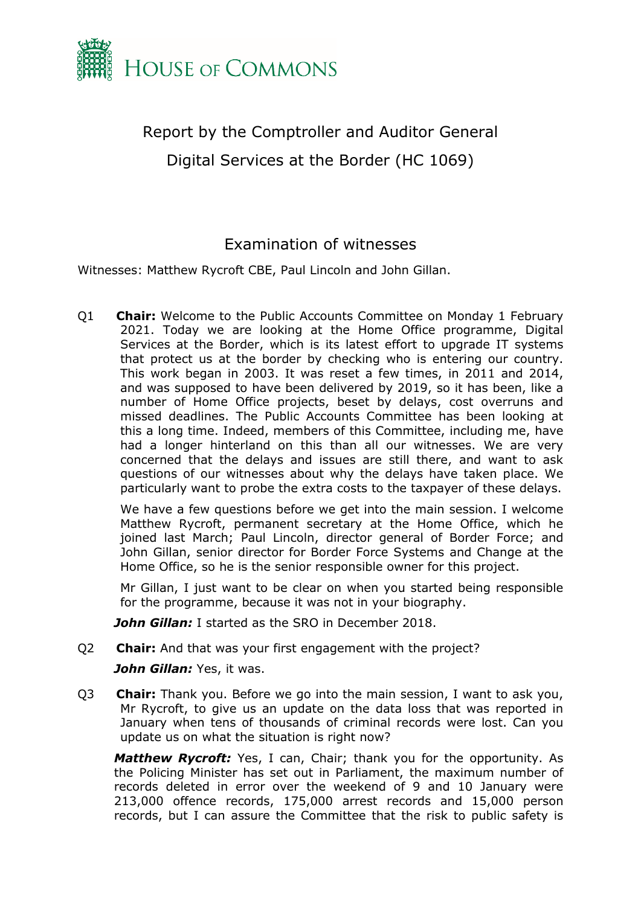# Report by the Comptroller and Auditor General

## Digital Services at the Border (HC 1069)

### Examination of witnesses

Witnesses: Matthew Rycroft CBE, Paul Lincoln and John Gillan.

Q1 **Chair:** Welcome to the Public Accounts Committee on Monday 1 February 2021. Today we are looking at the Home Office programme, Digital Services at the Border, which is its latest effort to upgrade IT systems that protect us at the border by checking who is entering our country. This work began in 2003. It was reset a few times, in 2011 and 2014, and was supposed to have been delivered by 2019, so it has been, like a number of Home Office projects, beset by delays, cost overruns and missed deadlines. The Public Accounts Committee has been looking at this a long time. Indeed, members of this Committee, including me, have had a longer hinterland on this than all our witnesses. We are very concerned that the delays and issues are still there, and want to ask questions of our witnesses about why the delays have taken place. We particularly want to probe the extra costs to the taxpayer of these delays.

We have a few questions before we get into the main session. I welcome Matthew Rycroft, permanent secretary at the Home Office, which he joined last March; Paul Lincoln, director general of Border Force; and John Gillan, senior director for Border Force Systems and Change at the Home Office, so he is the senior responsible owner for this project.

Mr Gillan, I just want to be clear on when you started being responsible for the programme, because it was not in your biography.

***John Gillan:*** I started as the SRO in December 2018.

Q2 **Chair:** And that was your first engagement with the project?

***John Gillan:*** Yes, it was.

Q3 **Chair:** Thank you. Before we go into the main session, I want to ask you, Mr Rycroft, to give us an update on the data loss that was reported in January when tens of thousands of criminal records were lost. Can you update us on what the situation is right now?

***Matthew Rycroft:*** Yes, I can, Chair; thank you for the opportunity. As the Policing Minister has set out in Parliament, the maximum number of records deleted in error over the weekend of 9 and 10 January were 213,000 offence records, 175,000 arrest records and 15,000 person records, but I can assure the Committee that the risk to public safety is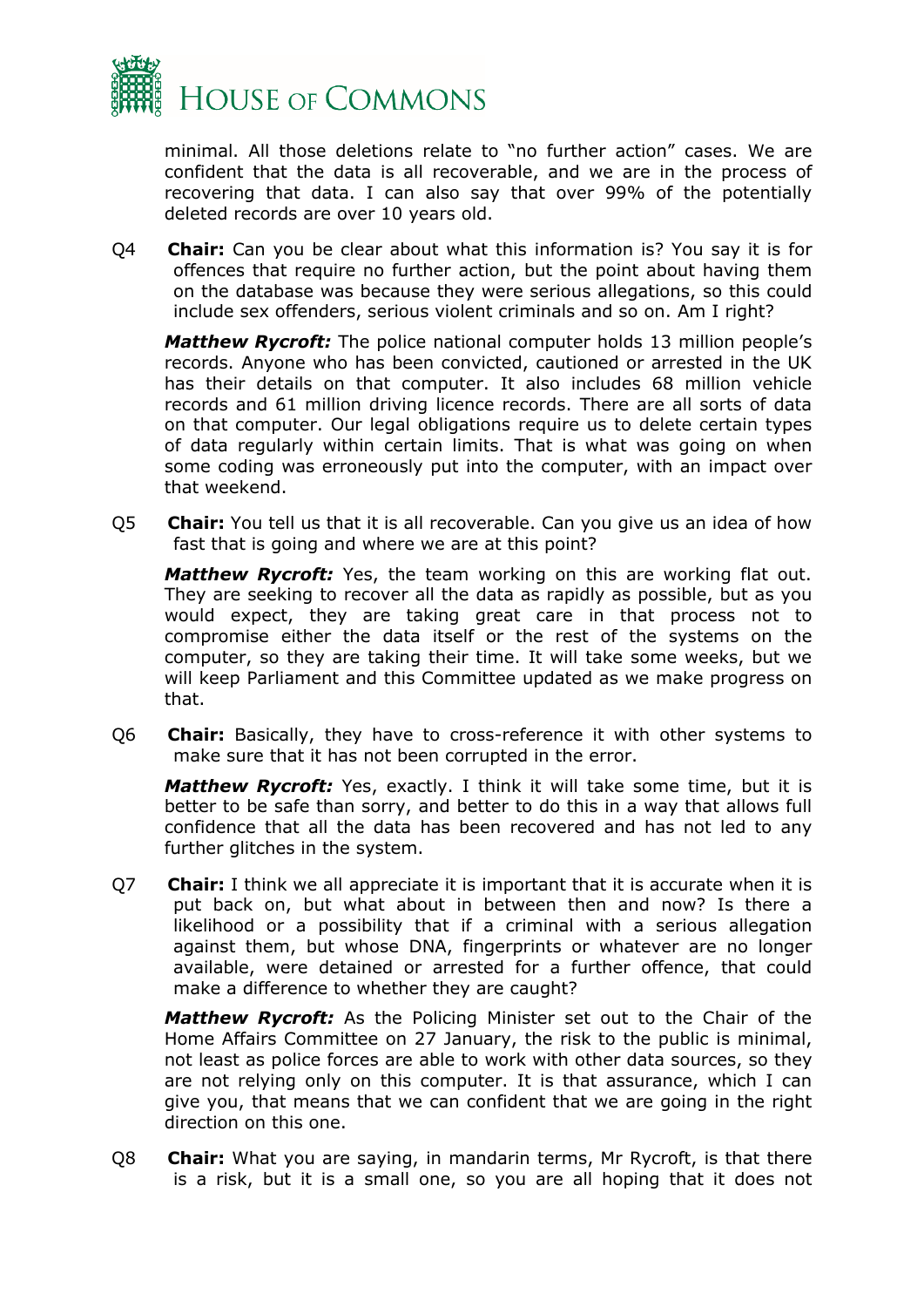minimal. All those deletions relate to "no further action" cases. We are confident that the data is all recoverable, and we are in the process of recovering that data. I can also say that over 99% of the potentially deleted records are over 10 years old.

Q4 **Chair:** Can you be clear about what this information is? You say it is for offences that require no further action, but the point about having them on the database was because they were serious allegations, so this could include sex offenders, serious violent criminals and so on. Am I right?

***Matthew Rycroft:*** The police national computer holds 13 million people's records. Anyone who has been convicted, cautioned or arrested in the UK has their details on that computer. It also includes 68 million vehicle records and 61 million driving licence records. There are all sorts of data on that computer. Our legal obligations require us to delete certain types of data regularly within certain limits. That is what was going on when some coding was erroneously put into the computer, with an impact over that weekend.

Q5 **Chair:** You tell us that it is all recoverable. Can you give us an idea of how fast that is going and where we are at this point?

***Matthew Rycroft:*** Yes, the team working on this are working flat out. They are seeking to recover all the data as rapidly as possible, but as you would expect, they are taking great care in that process not to compromise either the data itself or the rest of the systems on the computer, so they are taking their time. It will take some weeks, but we will keep Parliament and this Committee updated as we make progress on that.

Q6 **Chair:** Basically, they have to cross-reference it with other systems to make sure that it has not been corrupted in the error.

***Matthew Rycroft:*** Yes, exactly. I think it will take some time, but it is better to be safe than sorry, and better to do this in a way that allows full confidence that all the data has been recovered and has not led to any further glitches in the system.

Q7 **Chair:** I think we all appreciate it is important that it is accurate when it is put back on, but what about in between then and now? Is there a likelihood or a possibility that if a criminal with a serious allegation against them, but whose DNA, fingerprints or whatever are no longer available, were detained or arrested for a further offence, that could make a difference to whether they are caught?

***Matthew Rycroft:*** As the Policing Minister set out to the Chair of the Home Affairs Committee on 27 January, the risk to the public is minimal, not least as police forces are able to work with other data sources, so they are not relying only on this computer. It is that assurance, which I can give you, that means that we can confident that we are going in the right direction on this one.

Q8 **Chair:** What you are saying, in mandarin terms, Mr Rycroft, is that there is a risk, but it is a small one, so you are all hoping that it does not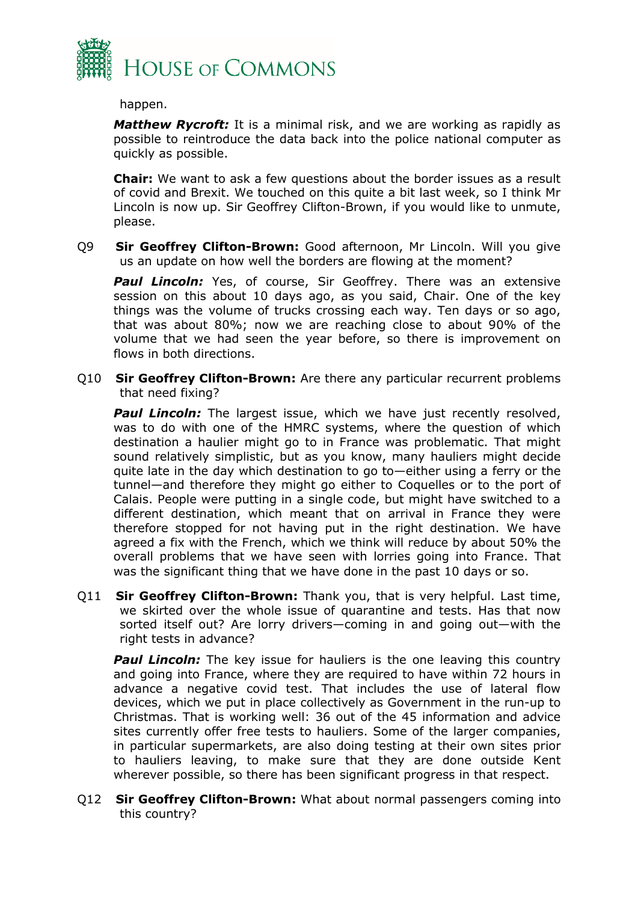happen.

***Matthew Rycroft:*** It is a minimal risk, and we are working as rapidly as possible to reintroduce the data back into the police national computer as quickly as possible.

**Chair:** We want to ask a few questions about the border issues as a result of covid and Brexit. We touched on this quite a bit last week, so I think Mr Lincoln is now up. Sir Geoffrey Clifton-Brown, if you would like to unmute, please.

Q9 **Sir Geoffrey Clifton-Brown:** Good afternoon, Mr Lincoln. Will you give us an update on how well the borders are flowing at the moment?

***Paul Lincoln:*** Yes, of course, Sir Geoffrey. There was an extensive session on this about 10 days ago, as you said, Chair. One of the key things was the volume of trucks crossing each way. Ten days or so ago, that was about 80%; now we are reaching close to about 90% of the volume that we had seen the year before, so there is improvement on flows in both directions.

Q10 **Sir Geoffrey Clifton-Brown:** Are there any particular recurrent problems that need fixing?

***Paul Lincoln:*** The largest issue, which we have just recently resolved, was to do with one of the HMRC systems, where the question of which destination a haulier might go to in France was problematic. That might sound relatively simplistic, but as you know, many hauliers might decide quite late in the day which destination to go to—either using a ferry or the tunnel—and therefore they might go either to Coquelles or to the port of Calais. People were putting in a single code, but might have switched to a different destination, which meant that on arrival in France they were therefore stopped for not having put in the right destination. We have agreed a fix with the French, which we think will reduce by about 50% the overall problems that we have seen with lorries going into France. That was the significant thing that we have done in the past 10 days or so.

Q11 **Sir Geoffrey Clifton-Brown:** Thank you, that is very helpful. Last time, we skirted over the whole issue of quarantine and tests. Has that now sorted itself out? Are lorry drivers—coming in and going out—with the right tests in advance?

***Paul Lincoln:*** The key issue for hauliers is the one leaving this country and going into France, where they are required to have within 72 hours in advance a negative covid test. That includes the use of lateral flow devices, which we put in place collectively as Government in the run-up to Christmas. That is working well: 36 out of the 45 information and advice sites currently offer free tests to hauliers. Some of the larger companies, in particular supermarkets, are also doing testing at their own sites prior to hauliers leaving, to make sure that they are done outside Kent wherever possible, so there has been significant progress in that respect.

Q12 **Sir Geoffrey Clifton-Brown:** What about normal passengers coming into this country?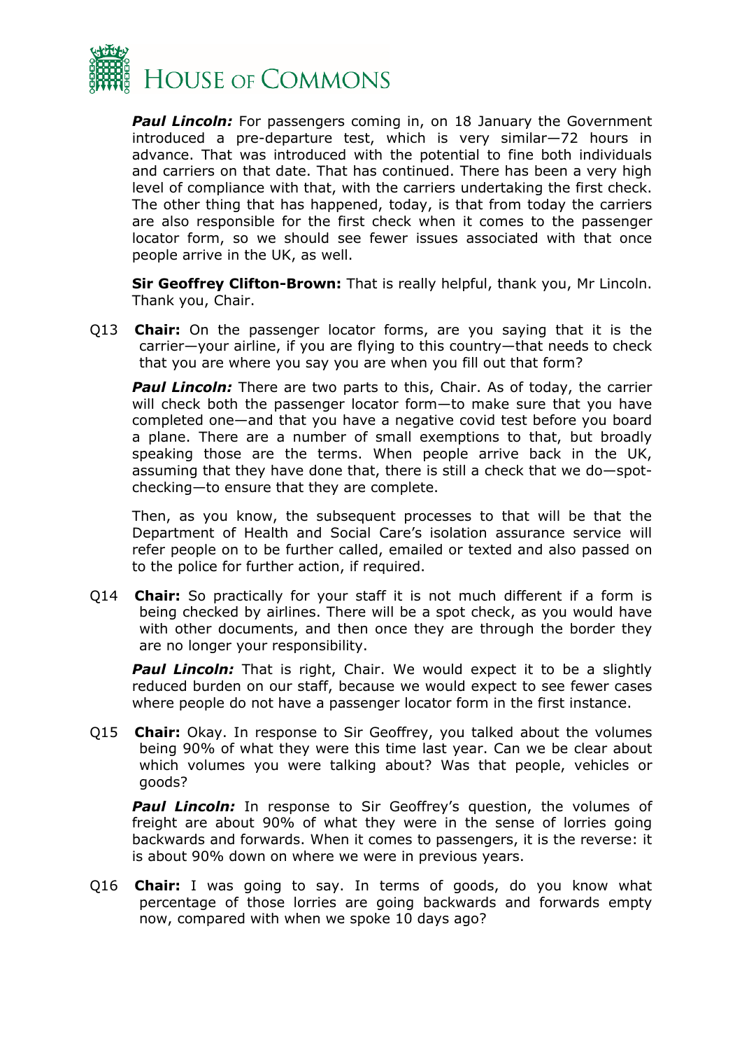***Paul Lincoln:*** For passengers coming in, on 18 January the Government introduced a pre-departure test, which is very similar—72 hours in advance. That was introduced with the potential to fine both individuals and carriers on that date. That has continued. There has been a very high level of compliance with that, with the carriers undertaking the first check. The other thing that has happened, today, is that from today the carriers are also responsible for the first check when it comes to the passenger locator form, so we should see fewer issues associated with that once people arrive in the UK, as well.

**Sir Geoffrey Clifton-Brown:** That is really helpful, thank you, Mr Lincoln. Thank you, Chair.

Q13 **Chair:** On the passenger locator forms, are you saying that it is the carrier—your airline, if you are flying to this country—that needs to check that you are where you say you are when you fill out that form?

***Paul Lincoln:*** There are two parts to this, Chair. As of today, the carrier will check both the passenger locator form—to make sure that you have completed one—and that you have a negative covid test before you board a plane. There are a number of small exemptions to that, but broadly speaking those are the terms. When people arrive back in the UK, assuming that they have done that, there is still a check that we do—spot-checking—to ensure that they are complete.

Then, as you know, the subsequent processes to that will be that the Department of Health and Social Care's isolation assurance service will refer people on to be further called, emailed or texted and also passed on to the police for further action, if required.

Q14 **Chair:** So practically for your staff it is not much different if a form is being checked by airlines. There will be a spot check, as you would have with other documents, and then once they are through the border they are no longer your responsibility.

***Paul Lincoln:*** That is right, Chair. We would expect it to be a slightly reduced burden on our staff, because we would expect to see fewer cases where people do not have a passenger locator form in the first instance.

Q15 **Chair:** Okay. In response to Sir Geoffrey, you talked about the volumes being 90% of what they were this time last year. Can we be clear about which volumes you were talking about? Was that people, vehicles or goods?

***Paul Lincoln:*** In response to Sir Geoffrey's question, the volumes of freight are about 90% of what they were in the sense of lorries going backwards and forwards. When it comes to passengers, it is the reverse: it is about 90% down on where we were in previous years.

Q16 **Chair:** I was going to say. In terms of goods, do you know what percentage of those lorries are going backwards and forwards empty now, compared with when we spoke 10 days ago?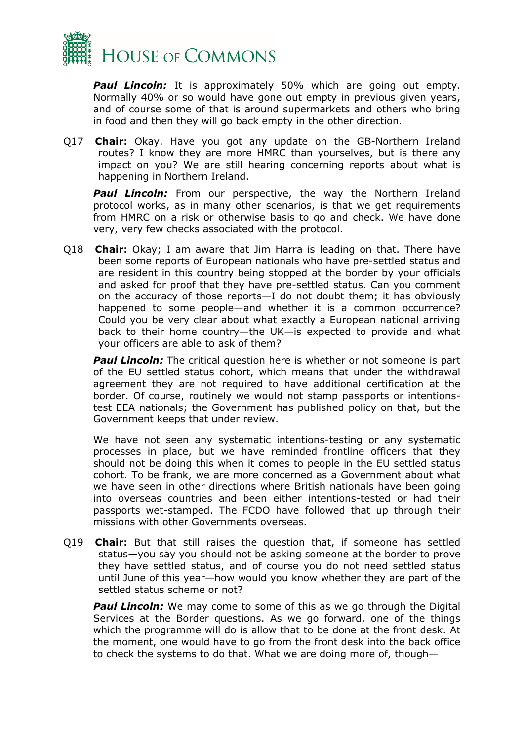***Paul Lincoln:*** It is approximately 50% which are going out empty. Normally 40% or so would have gone out empty in previous given years, and of course some of that is around supermarkets and others who bring in food and then they will go back empty in the other direction.

Q17 **Chair:** Okay. Have you got any update on the GB-Northern Ireland routes? I know they are more HMRC than yourselves, but is there any impact on you? We are still hearing concerning reports about what is happening in Northern Ireland.

***Paul Lincoln:*** From our perspective, the way the Northern Ireland protocol works, as in many other scenarios, is that we get requirements from HMRC on a risk or otherwise basis to go and check. We have done very, very few checks associated with the protocol.

Q18 **Chair:** Okay; I am aware that Jim Harra is leading on that. There have been some reports of European nationals who have pre-settled status and are resident in this country being stopped at the border by your officials and asked for proof that they have pre-settled status. Can you comment on the accuracy of those reports—I do not doubt them; it has obviously happened to some people—and whether it is a common occurrence? Could you be very clear about what exactly a European national arriving back to their home country—the UK—is expected to provide and what your officers are able to ask of them?

***Paul Lincoln:*** The critical question here is whether or not someone is part of the EU settled status cohort, which means that under the withdrawal agreement they are not required to have additional certification at the border. Of course, routinely we would not stamp passports or intentions-test EEA nationals; the Government has published policy on that, but the Government keeps that under review.

We have not seen any systematic intentions-testing or any systematic processes in place, but we have reminded frontline officers that they should not be doing this when it comes to people in the EU settled status cohort. To be frank, we are more concerned as a Government about what we have seen in other directions where British nationals have been going into overseas countries and been either intentions-tested or had their passports wet-stamped. The FCDO have followed that up through their missions with other Governments overseas.

Q19 **Chair:** But that still raises the question that, if someone has settled status—you say you should not be asking someone at the border to prove they have settled status, and of course you do not need settled status until June of this year—how would you know whether they are part of the settled status scheme or not?

***Paul Lincoln:*** We may come to some of this as we go through the Digital Services at the Border questions. As we go forward, one of the things which the programme will do is allow that to be done at the front desk. At the moment, one would have to go from the front desk into the back office to check the systems to do that. What we are doing more of, though—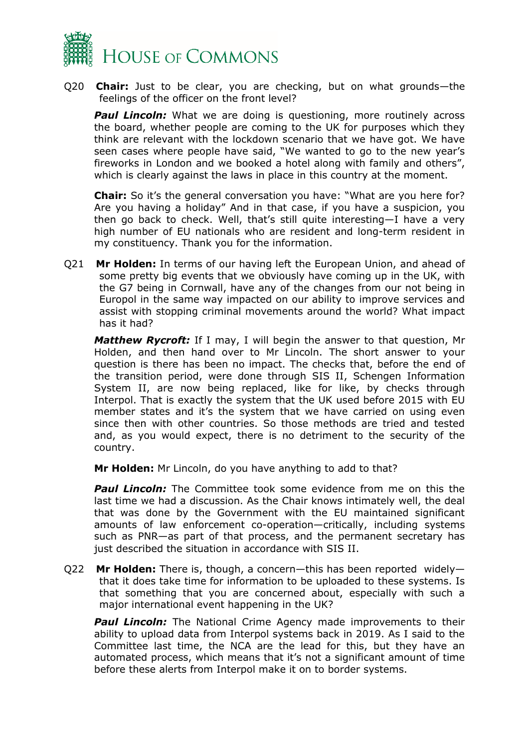Q20 **Chair:** Just to be clear, you are checking, but on what grounds—the feelings of the officer on the front level?

***Paul Lincoln:*** What we are doing is questioning, more routinely across the board, whether people are coming to the UK for purposes which they think are relevant with the lockdown scenario that we have got. We have seen cases where people have said, "We wanted to go to the new year's fireworks in London and we booked a hotel along with family and others", which is clearly against the laws in place in this country at the moment.

**Chair:** So it's the general conversation you have: "What are you here for? Are you having a holiday" And in that case, if you have a suspicion, you then go back to check. Well, that's still quite interesting—I have a very high number of EU nationals who are resident and long-term resident in my constituency. Thank you for the information.

Q21 **Mr Holden:** In terms of our having left the European Union, and ahead of some pretty big events that we obviously have coming up in the UK, with the G7 being in Cornwall, have any of the changes from our not being in Europol in the same way impacted on our ability to improve services and assist with stopping criminal movements around the world? What impact has it had?

***Matthew Rycroft:*** If I may, I will begin the answer to that question, Mr Holden, and then hand over to Mr Lincoln. The short answer to your question is there has been no impact. The checks that, before the end of the transition period, were done through SIS II, Schengen Information System II, are now being replaced, like for like, by checks through Interpol. That is exactly the system that the UK used before 2015 with EU member states and it's the system that we have carried on using even since then with other countries. So those methods are tried and tested and, as you would expect, there is no detriment to the security of the country.

**Mr Holden:** Mr Lincoln, do you have anything to add to that?

***Paul Lincoln:*** The Committee took some evidence from me on this the last time we had a discussion. As the Chair knows intimately well, the deal that was done by the Government with the EU maintained significant amounts of law enforcement co-operation—critically, including systems such as PNR—as part of that process, and the permanent secretary has just described the situation in accordance with SIS II.

Q22 **Mr Holden:** There is, though, a concern—this has been reported widely—that it does take time for information to be uploaded to these systems. Is that something that you are concerned about, especially with such a major international event happening in the UK?

***Paul Lincoln:*** The National Crime Agency made improvements to their ability to upload data from Interpol systems back in 2019. As I said to the Committee last time, the NCA are the lead for this, but they have an automated process, which means that it's not a significant amount of time before these alerts from Interpol make it on to border systems.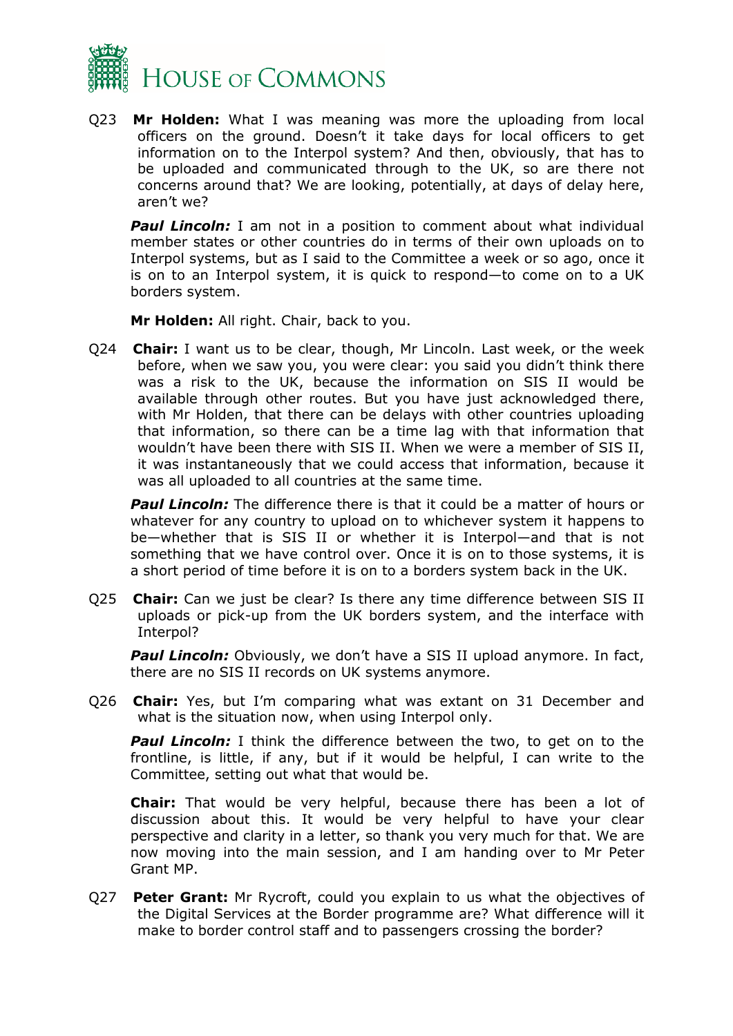Q23 **Mr Holden:** What I was meaning was more the uploading from local officers on the ground. Doesn't it take days for local officers to get information on to the Interpol system? And then, obviously, that has to be uploaded and communicated through to the UK, so are there not concerns around that? We are looking, potentially, at days of delay here, aren't we?

***Paul Lincoln:*** I am not in a position to comment about what individual member states or other countries do in terms of their own uploads on to Interpol systems, but as I said to the Committee a week or so ago, once it is on to an Interpol system, it is quick to respond—to come on to a UK borders system.

**Mr Holden:** All right. Chair, back to you.

Q24 **Chair:** I want us to be clear, though, Mr Lincoln. Last week, or the week before, when we saw you, you were clear: you said you didn't think there was a risk to the UK, because the information on SIS II would be available through other routes. But you have just acknowledged there, with Mr Holden, that there can be delays with other countries uploading that information, so there can be a time lag with that information that wouldn't have been there with SIS II. When we were a member of SIS II, it was instantaneously that we could access that information, because it was all uploaded to all countries at the same time.

***Paul Lincoln:*** The difference there is that it could be a matter of hours or whatever for any country to upload on to whichever system it happens to be—whether that is SIS II or whether it is Interpol—and that is not something that we have control over. Once it is on to those systems, it is a short period of time before it is on to a borders system back in the UK.

Q25 **Chair:** Can we just be clear? Is there any time difference between SIS II uploads or pick-up from the UK borders system, and the interface with Interpol?

***Paul Lincoln:*** Obviously, we don't have a SIS II upload anymore. In fact, there are no SIS II records on UK systems anymore.

Q26 **Chair:** Yes, but I'm comparing what was extant on 31 December and what is the situation now, when using Interpol only.

***Paul Lincoln:*** I think the difference between the two, to get on to the frontline, is little, if any, but if it would be helpful, I can write to the Committee, setting out what that would be.

**Chair:** That would be very helpful, because there has been a lot of discussion about this. It would be very helpful to have your clear perspective and clarity in a letter, so thank you very much for that. We are now moving into the main session, and I am handing over to Mr Peter Grant MP.

Q27 **Peter Grant:** Mr Rycroft, could you explain to us what the objectives of the Digital Services at the Border programme are? What difference will it make to border control staff and to passengers crossing the border?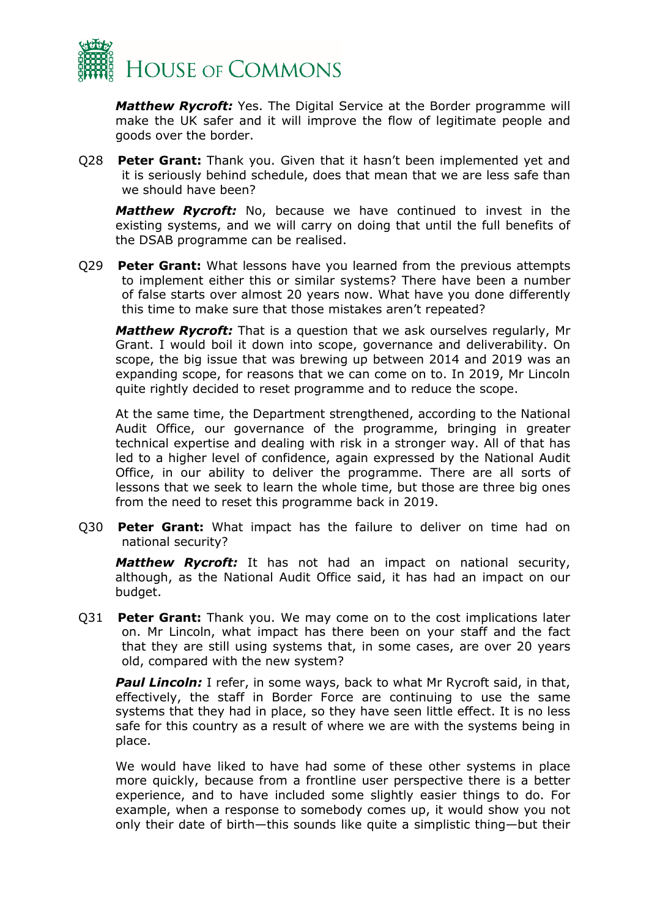***Matthew Rycroft:*** Yes. The Digital Service at the Border programme will make the UK safer and it will improve the flow of legitimate people and goods over the border.

Q28 **Peter Grant:** Thank you. Given that it hasn't been implemented yet and it is seriously behind schedule, does that mean that we are less safe than we should have been?

***Matthew Rycroft:*** No, because we have continued to invest in the existing systems, and we will carry on doing that until the full benefits of the DSAB programme can be realised.

Q29 **Peter Grant:** What lessons have you learned from the previous attempts to implement either this or similar systems? There have been a number of false starts over almost 20 years now. What have you done differently this time to make sure that those mistakes aren't repeated?

***Matthew Rycroft:*** That is a question that we ask ourselves regularly, Mr Grant. I would boil it down into scope, governance and deliverability. On scope, the big issue that was brewing up between 2014 and 2019 was an expanding scope, for reasons that we can come on to. In 2019, Mr Lincoln quite rightly decided to reset programme and to reduce the scope.

At the same time, the Department strengthened, according to the National Audit Office, our governance of the programme, bringing in greater technical expertise and dealing with risk in a stronger way. All of that has led to a higher level of confidence, again expressed by the National Audit Office, in our ability to deliver the programme. There are all sorts of lessons that we seek to learn the whole time, but those are three big ones from the need to reset this programme back in 2019.

Q30 **Peter Grant:** What impact has the failure to deliver on time had on national security?

***Matthew Rycroft:*** It has not had an impact on national security, although, as the National Audit Office said, it has had an impact on our budget.

Q31 **Peter Grant:** Thank you. We may come on to the cost implications later on. Mr Lincoln, what impact has there been on your staff and the fact that they are still using systems that, in some cases, are over 20 years old, compared with the new system?

***Paul Lincoln:*** I refer, in some ways, back to what Mr Rycroft said, in that, effectively, the staff in Border Force are continuing to use the same systems that they had in place, so they have seen little effect. It is no less safe for this country as a result of where we are with the systems being in place.

We would have liked to have had some of these other systems in place more quickly, because from a frontline user perspective there is a better experience, and to have included some slightly easier things to do. For example, when a response to somebody comes up, it would show you not only their date of birth—this sounds like quite a simplistic thing—but their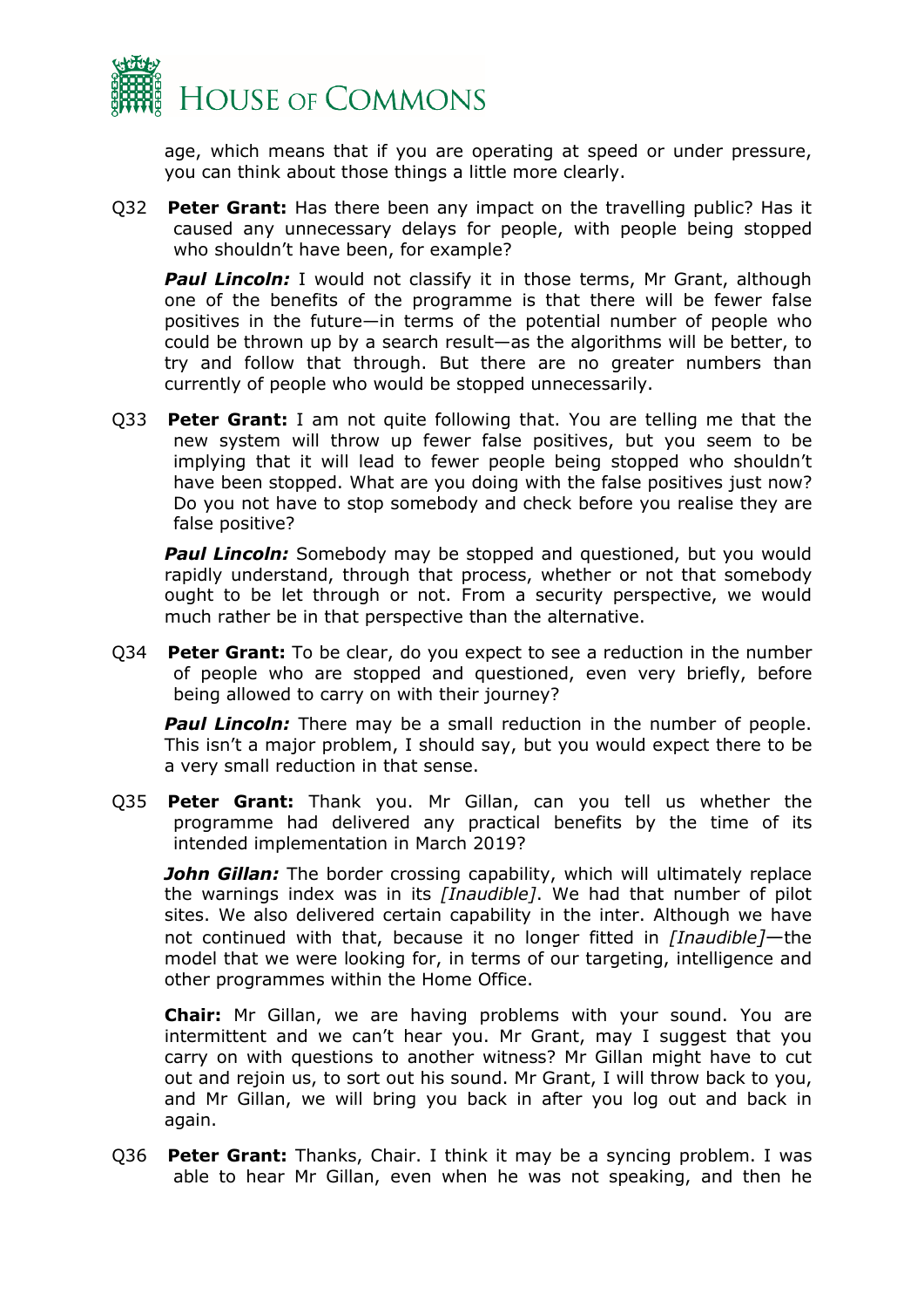age, which means that if you are operating at speed or under pressure, you can think about those things a little more clearly.

Q32 **Peter Grant:** Has there been any impact on the travelling public? Has it caused any unnecessary delays for people, with people being stopped who shouldn't have been, for example?

***Paul Lincoln:*** I would not classify it in those terms, Mr Grant, although one of the benefits of the programme is that there will be fewer false positives in the future—in terms of the potential number of people who could be thrown up by a search result—as the algorithms will be better, to try and follow that through. But there are no greater numbers than currently of people who would be stopped unnecessarily.

Q33 **Peter Grant:** I am not quite following that. You are telling me that the new system will throw up fewer false positives, but you seem to be implying that it will lead to fewer people being stopped who shouldn't have been stopped. What are you doing with the false positives just now? Do you not have to stop somebody and check before you realise they are false positive?

***Paul Lincoln:*** Somebody may be stopped and questioned, but you would rapidly understand, through that process, whether or not that somebody ought to be let through or not. From a security perspective, we would much rather be in that perspective than the alternative.

Q34 **Peter Grant:** To be clear, do you expect to see a reduction in the number of people who are stopped and questioned, even very briefly, before being allowed to carry on with their journey?

***Paul Lincoln:*** There may be a small reduction in the number of people. This isn't a major problem, I should say, but you would expect there to be a very small reduction in that sense.

Q35 **Peter Grant:** Thank you. Mr Gillan, can you tell us whether the programme had delivered any practical benefits by the time of its intended implementation in March 2019?

***John Gillan:*** The border crossing capability, which will ultimately replace the warnings index was in its *[Inaudible]*. We had that number of pilot sites. We also delivered certain capability in the inter. Although we have not continued with that, because it no longer fitted in *[Inaudible]*—the model that we were looking for, in terms of our targeting, intelligence and other programmes within the Home Office.

**Chair:** Mr Gillan, we are having problems with your sound. You are intermittent and we can't hear you. Mr Grant, may I suggest that you carry on with questions to another witness? Mr Gillan might have to cut out and rejoin us, to sort out his sound. Mr Grant, I will throw back to you, and Mr Gillan, we will bring you back in after you log out and back in again.

Q36 **Peter Grant:** Thanks, Chair. I think it may be a syncing problem. I was able to hear Mr Gillan, even when he was not speaking, and then he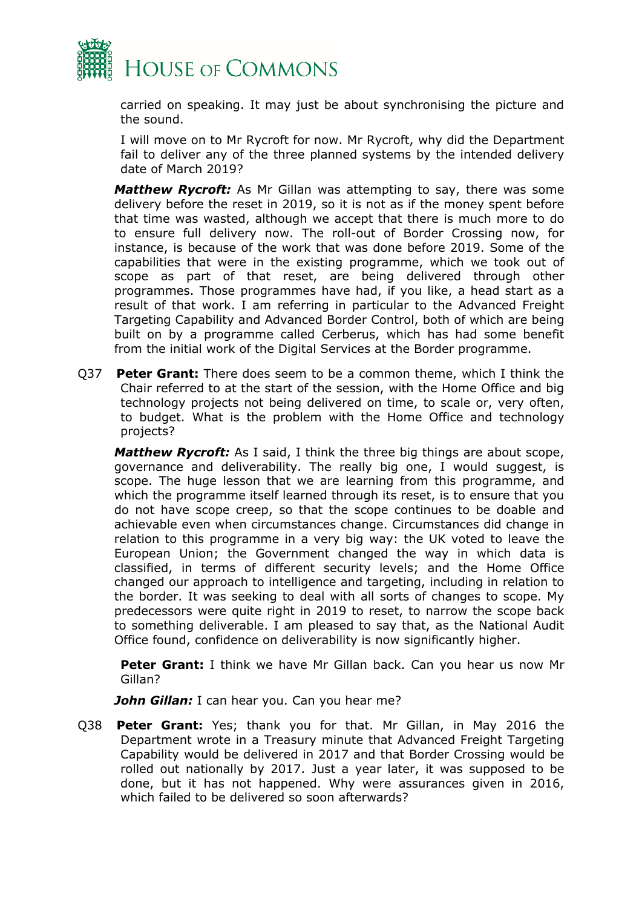carried on speaking. It may just be about synchronising the picture and the sound.

I will move on to Mr Rycroft for now. Mr Rycroft, why did the Department fail to deliver any of the three planned systems by the intended delivery date of March 2019?

***Matthew Rycroft:*** As Mr Gillan was attempting to say, there was some delivery before the reset in 2019, so it is not as if the money spent before that time was wasted, although we accept that there is much more to do to ensure full delivery now. The roll-out of Border Crossing now, for instance, is because of the work that was done before 2019. Some of the capabilities that were in the existing programme, which we took out of scope as part of that reset, are being delivered through other programmes. Those programmes have had, if you like, a head start as a result of that work. I am referring in particular to the Advanced Freight Targeting Capability and Advanced Border Control, both of which are being built on by a programme called Cerberus, which has had some benefit from the initial work of the Digital Services at the Border programme.

Q37 **Peter Grant:** There does seem to be a common theme, which I think the Chair referred to at the start of the session, with the Home Office and big technology projects not being delivered on time, to scale or, very often, to budget. What is the problem with the Home Office and technology projects?

***Matthew Rycroft:*** As I said, I think the three big things are about scope, governance and deliverability. The really big one, I would suggest, is scope. The huge lesson that we are learning from this programme, and which the programme itself learned through its reset, is to ensure that you do not have scope creep, so that the scope continues to be doable and achievable even when circumstances change. Circumstances did change in relation to this programme in a very big way: the UK voted to leave the European Union; the Government changed the way in which data is classified, in terms of different security levels; and the Home Office changed our approach to intelligence and targeting, including in relation to the border. It was seeking to deal with all sorts of changes to scope. My predecessors were quite right in 2019 to reset, to narrow the scope back to something deliverable. I am pleased to say that, as the National Audit Office found, confidence on deliverability is now significantly higher.

**Peter Grant:** I think we have Mr Gillan back. Can you hear us now Mr Gillan?

***John Gillan:*** I can hear you. Can you hear me?

Q38 **Peter Grant:** Yes; thank you for that. Mr Gillan, in May 2016 the Department wrote in a Treasury minute that Advanced Freight Targeting Capability would be delivered in 2017 and that Border Crossing would be rolled out nationally by 2017. Just a year later, it was supposed to be done, but it has not happened. Why were assurances given in 2016, which failed to be delivered so soon afterwards?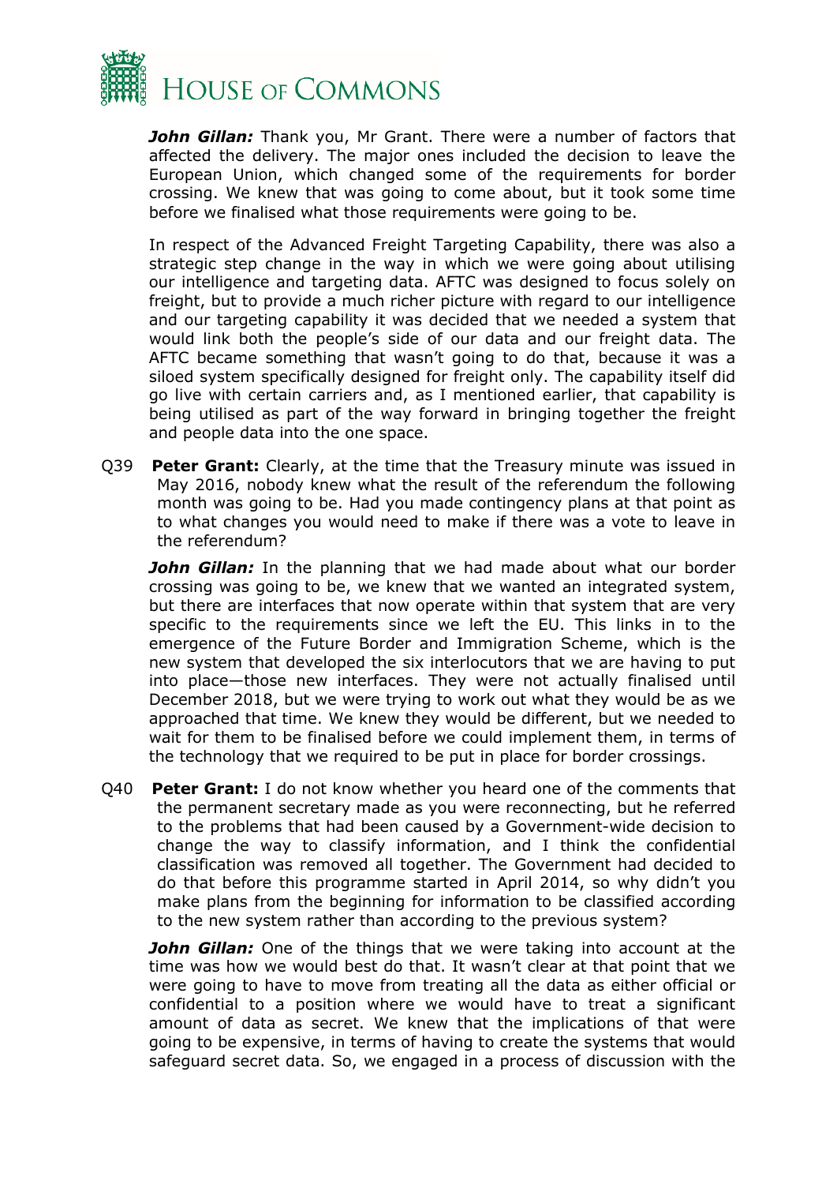***John Gillan:*** Thank you, Mr Grant. There were a number of factors that affected the delivery. The major ones included the decision to leave the European Union, which changed some of the requirements for border crossing. We knew that was going to come about, but it took some time before we finalised what those requirements were going to be.

In respect of the Advanced Freight Targeting Capability, there was also a strategic step change in the way in which we were going about utilising our intelligence and targeting data. AFTC was designed to focus solely on freight, but to provide a much richer picture with regard to our intelligence and our targeting capability it was decided that we needed a system that would link both the people's side of our data and our freight data. The AFTC became something that wasn't going to do that, because it was a siloed system specifically designed for freight only. The capability itself did go live with certain carriers and, as I mentioned earlier, that capability is being utilised as part of the way forward in bringing together the freight and people data into the one space.

Q39 **Peter Grant:** Clearly, at the time that the Treasury minute was issued in May 2016, nobody knew what the result of the referendum the following month was going to be. Had you made contingency plans at that point as to what changes you would need to make if there was a vote to leave in the referendum?

***John Gillan:*** In the planning that we had made about what our border crossing was going to be, we knew that we wanted an integrated system, but there are interfaces that now operate within that system that are very specific to the requirements since we left the EU. This links in to the emergence of the Future Border and Immigration Scheme, which is the new system that developed the six interlocutors that we are having to put into place—those new interfaces. They were not actually finalised until December 2018, but we were trying to work out what they would be as we approached that time. We knew they would be different, but we needed to wait for them to be finalised before we could implement them, in terms of the technology that we required to be put in place for border crossings.

Q40 **Peter Grant:** I do not know whether you heard one of the comments that the permanent secretary made as you were reconnecting, but he referred to the problems that had been caused by a Government-wide decision to change the way to classify information, and I think the confidential classification was removed all together. The Government had decided to do that before this programme started in April 2014, so why didn't you make plans from the beginning for information to be classified according to the new system rather than according to the previous system?

***John Gillan:*** One of the things that we were taking into account at the time was how we would best do that. It wasn't clear at that point that we were going to have to move from treating all the data as either official or confidential to a position where we would have to treat a significant amount of data as secret. We knew that the implications of that were going to be expensive, in terms of having to create the systems that would safeguard secret data. So, we engaged in a process of discussion with the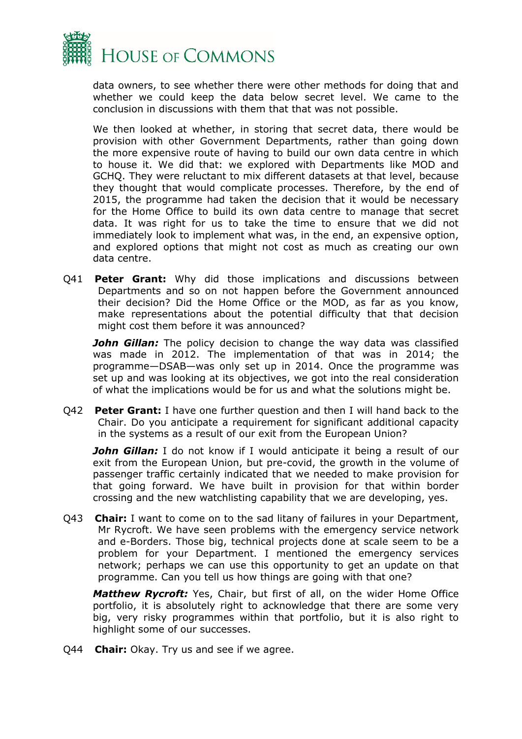data owners, to see whether there were other methods for doing that and whether we could keep the data below secret level. We came to the conclusion in discussions with them that that was not possible.

We then looked at whether, in storing that secret data, there would be provision with other Government Departments, rather than going down the more expensive route of having to build our own data centre in which to house it. We did that: we explored with Departments like MOD and GCHQ. They were reluctant to mix different datasets at that level, because they thought that would complicate processes. Therefore, by the end of 2015, the programme had taken the decision that it would be necessary for the Home Office to build its own data centre to manage that secret data. It was right for us to take the time to ensure that we did not immediately look to implement what was, in the end, an expensive option, and explored options that might not cost as much as creating our own data centre.

Q41 **Peter Grant:** Why did those implications and discussions between Departments and so on not happen before the Government announced their decision? Did the Home Office or the MOD, as far as you know, make representations about the potential difficulty that that decision might cost them before it was announced?

***John Gillan:*** The policy decision to change the way data was classified was made in 2012. The implementation of that was in 2014; the programme—DSAB—was only set up in 2014. Once the programme was set up and was looking at its objectives, we got into the real consideration of what the implications would be for us and what the solutions might be.

Q42 **Peter Grant:** I have one further question and then I will hand back to the Chair. Do you anticipate a requirement for significant additional capacity in the systems as a result of our exit from the European Union?

***John Gillan:*** I do not know if I would anticipate it being a result of our exit from the European Union, but pre-covid, the growth in the volume of passenger traffic certainly indicated that we needed to make provision for that going forward. We have built in provision for that within border crossing and the new watchlisting capability that we are developing, yes.

Q43 **Chair:** I want to come on to the sad litany of failures in your Department, Mr Rycroft. We have seen problems with the emergency service network and e-Borders. Those big, technical projects done at scale seem to be a problem for your Department. I mentioned the emergency services network; perhaps we can use this opportunity to get an update on that programme. Can you tell us how things are going with that one?

***Matthew Rycroft:*** Yes, Chair, but first of all, on the wider Home Office portfolio, it is absolutely right to acknowledge that there are some very big, very risky programmes within that portfolio, but it is also right to highlight some of our successes.

Q44 **Chair:** Okay. Try us and see if we agree.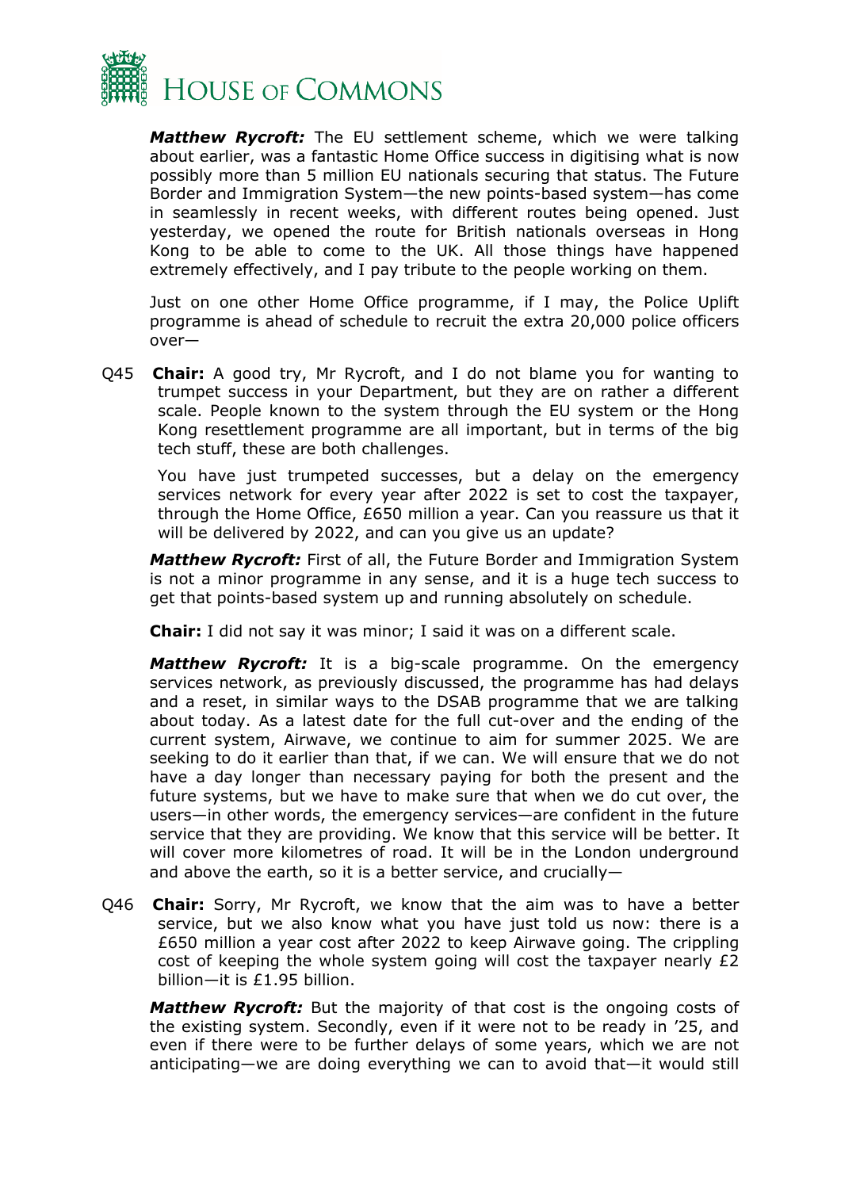***Matthew Rycroft:*** The EU settlement scheme, which we were talking about earlier, was a fantastic Home Office success in digitising what is now possibly more than 5 million EU nationals securing that status. The Future Border and Immigration System—the new points-based system—has come in seamlessly in recent weeks, with different routes being opened. Just yesterday, we opened the route for British nationals overseas in Hong Kong to be able to come to the UK. All those things have happened extremely effectively, and I pay tribute to the people working on them.

Just on one other Home Office programme, if I may, the Police Uplift programme is ahead of schedule to recruit the extra 20,000 police officers over—

Q45 **Chair:** A good try, Mr Rycroft, and I do not blame you for wanting to trumpet success in your Department, but they are on rather a different scale. People known to the system through the EU system or the Hong Kong resettlement programme are all important, but in terms of the big tech stuff, these are both challenges.

You have just trumpeted successes, but a delay on the emergency services network for every year after 2022 is set to cost the taxpayer, through the Home Office, £650 million a year. Can you reassure us that it will be delivered by 2022, and can you give us an update?

***Matthew Rycroft:*** First of all, the Future Border and Immigration System is not a minor programme in any sense, and it is a huge tech success to get that points-based system up and running absolutely on schedule.

**Chair:** I did not say it was minor; I said it was on a different scale.

***Matthew Rycroft:*** It is a big-scale programme. On the emergency services network, as previously discussed, the programme has had delays and a reset, in similar ways to the DSAB programme that we are talking about today. As a latest date for the full cut-over and the ending of the current system, Airwave, we continue to aim for summer 2025. We are seeking to do it earlier than that, if we can. We will ensure that we do not have a day longer than necessary paying for both the present and the future systems, but we have to make sure that when we do cut over, the users—in other words, the emergency services—are confident in the future service that they are providing. We know that this service will be better. It will cover more kilometres of road. It will be in the London underground and above the earth, so it is a better service, and crucially—

Q46 **Chair:** Sorry, Mr Rycroft, we know that the aim was to have a better service, but we also know what you have just told us now: there is a £650 million a year cost after 2022 to keep Airwave going. The crippling cost of keeping the whole system going will cost the taxpayer nearly £2 billion—it is £1.95 billion.

***Matthew Rycroft:*** But the majority of that cost is the ongoing costs of the existing system. Secondly, even if it were not to be ready in '25, and even if there were to be further delays of some years, which we are not anticipating—we are doing everything we can to avoid that—it would still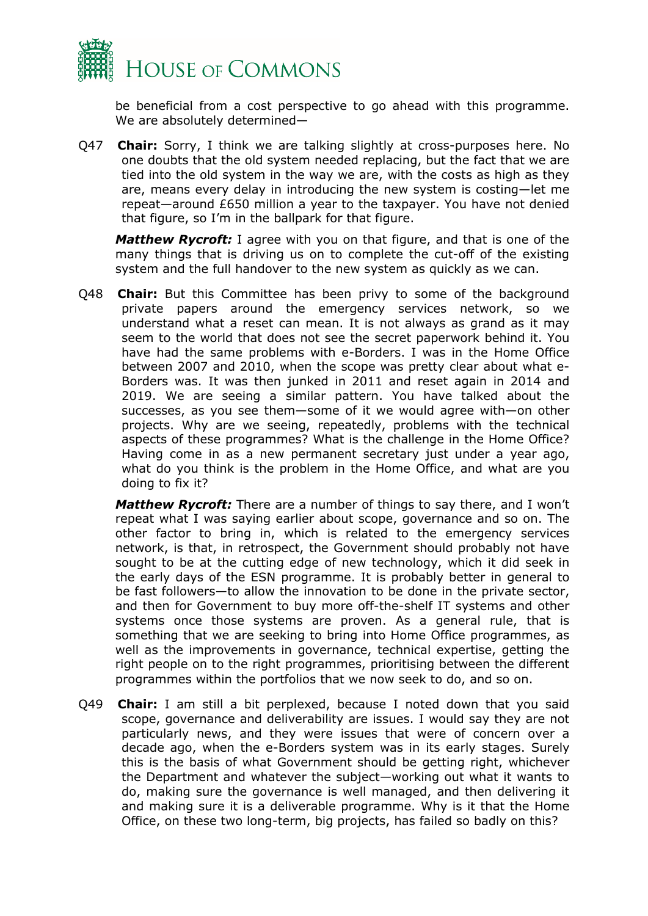be beneficial from a cost perspective to go ahead with this programme. We are absolutely determined—

Q47 **Chair:** Sorry, I think we are talking slightly at cross-purposes here. No one doubts that the old system needed replacing, but the fact that we are tied into the old system in the way we are, with the costs as high as they are, means every delay in introducing the new system is costing—let me repeat—around £650 million a year to the taxpayer. You have not denied that figure, so I'm in the ballpark for that figure.

***Matthew Rycroft:*** I agree with you on that figure, and that is one of the many things that is driving us on to complete the cut-off of the existing system and the full handover to the new system as quickly as we can.

Q48 **Chair:** But this Committee has been privy to some of the background private papers around the emergency services network, so we understand what a reset can mean. It is not always as grand as it may seem to the world that does not see the secret paperwork behind it. You have had the same problems with e-Borders. I was in the Home Office between 2007 and 2010, when the scope was pretty clear about what e-Borders was. It was then junked in 2011 and reset again in 2014 and 2019. We are seeing a similar pattern. You have talked about the successes, as you see them—some of it we would agree with—on other projects. Why are we seeing, repeatedly, problems with the technical aspects of these programmes? What is the challenge in the Home Office? Having come in as a new permanent secretary just under a year ago, what do you think is the problem in the Home Office, and what are you doing to fix it?

***Matthew Rycroft:*** There are a number of things to say there, and I won't repeat what I was saying earlier about scope, governance and so on. The other factor to bring in, which is related to the emergency services network, is that, in retrospect, the Government should probably not have sought to be at the cutting edge of new technology, which it did seek in the early days of the ESN programme. It is probably better in general to be fast followers—to allow the innovation to be done in the private sector, and then for Government to buy more off-the-shelf IT systems and other systems once those systems are proven. As a general rule, that is something that we are seeking to bring into Home Office programmes, as well as the improvements in governance, technical expertise, getting the right people on to the right programmes, prioritising between the different programmes within the portfolios that we now seek to do, and so on.

Q49 **Chair:** I am still a bit perplexed, because I noted down that you said scope, governance and deliverability are issues. I would say they are not particularly news, and they were issues that were of concern over a decade ago, when the e-Borders system was in its early stages. Surely this is the basis of what Government should be getting right, whichever the Department and whatever the subject—working out what it wants to do, making sure the governance is well managed, and then delivering it and making sure it is a deliverable programme. Why is it that the Home Office, on these two long-term, big projects, has failed so badly on this?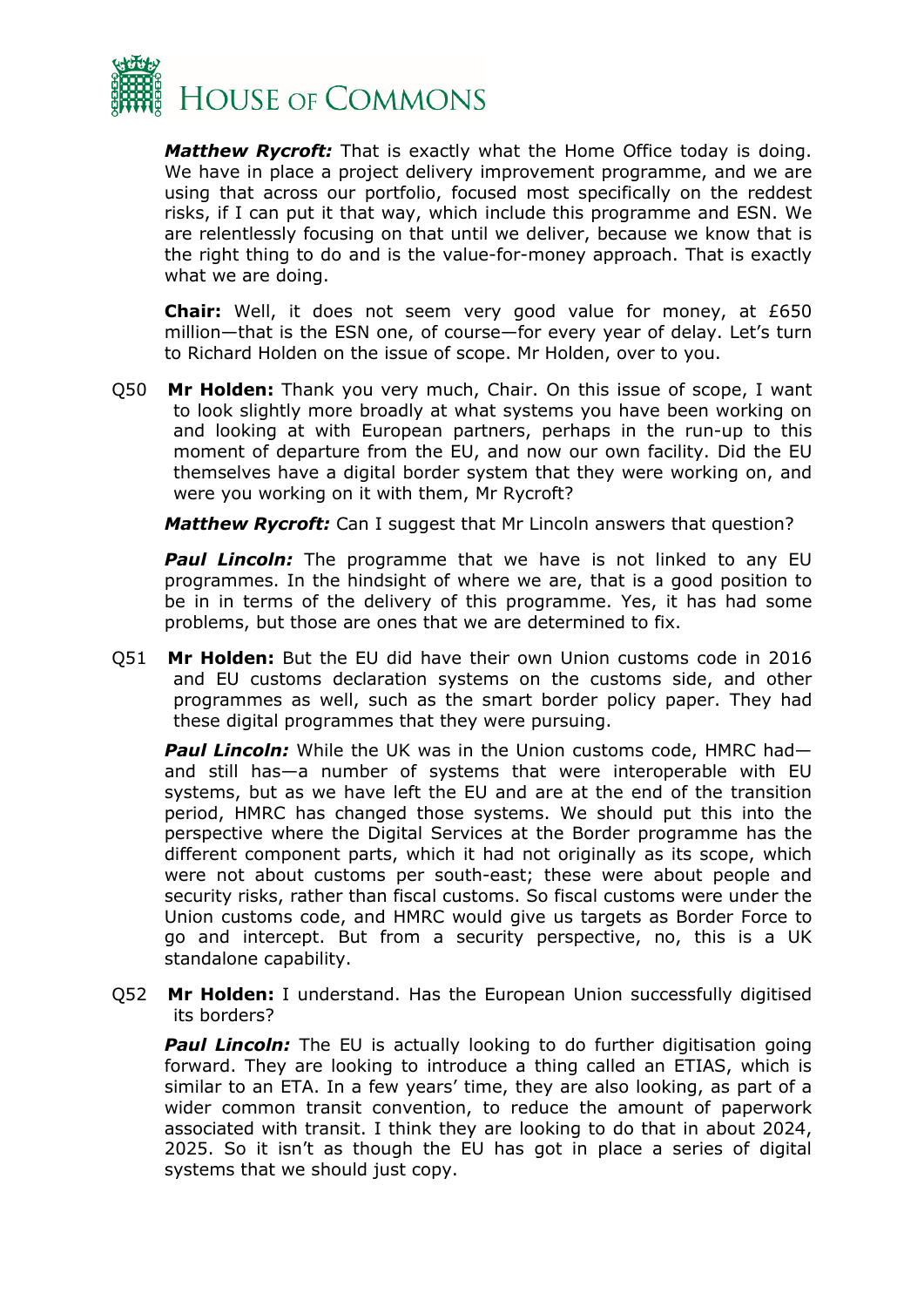***Matthew Rycroft:*** That is exactly what the Home Office today is doing. We have in place a project delivery improvement programme, and we are using that across our portfolio, focused most specifically on the reddest risks, if I can put it that way, which include this programme and ESN. We are relentlessly focusing on that until we deliver, because we know that is the right thing to do and is the value-for-money approach. That is exactly what we are doing.

**Chair:** Well, it does not seem very good value for money, at £650 million—that is the ESN one, of course—for every year of delay. Let's turn to Richard Holden on the issue of scope. Mr Holden, over to you.

Q50 **Mr Holden:** Thank you very much, Chair. On this issue of scope, I want to look slightly more broadly at what systems you have been working on and looking at with European partners, perhaps in the run-up to this moment of departure from the EU, and now our own facility. Did the EU themselves have a digital border system that they were working on, and were you working on it with them, Mr Rycroft?

***Matthew Rycroft:*** Can I suggest that Mr Lincoln answers that question?

***Paul Lincoln:*** The programme that we have is not linked to any EU programmes. In the hindsight of where we are, that is a good position to be in in terms of the delivery of this programme. Yes, it has had some problems, but those are ones that we are determined to fix.

Q51 **Mr Holden:** But the EU did have their own Union customs code in 2016 and EU customs declaration systems on the customs side, and other programmes as well, such as the smart border policy paper. They had these digital programmes that they were pursuing.

***Paul Lincoln:*** While the UK was in the Union customs code, HMRC had—and still has—a number of systems that were interoperable with EU systems, but as we have left the EU and are at the end of the transition period, HMRC has changed those systems. We should put this into the perspective where the Digital Services at the Border programme has the different component parts, which it had not originally as its scope, which were not about customs per south-east; these were about people and security risks, rather than fiscal customs. So fiscal customs were under the Union customs code, and HMRC would give us targets as Border Force to go and intercept. But from a security perspective, no, this is a UK standalone capability.

Q52 **Mr Holden:** I understand. Has the European Union successfully digitised its borders?

***Paul Lincoln:*** The EU is actually looking to do further digitisation going forward. They are looking to introduce a thing called an ETIAS, which is similar to an ETA. In a few years' time, they are also looking, as part of a wider common transit convention, to reduce the amount of paperwork associated with transit. I think they are looking to do that in about 2024, 2025. So it isn't as though the EU has got in place a series of digital systems that we should just copy.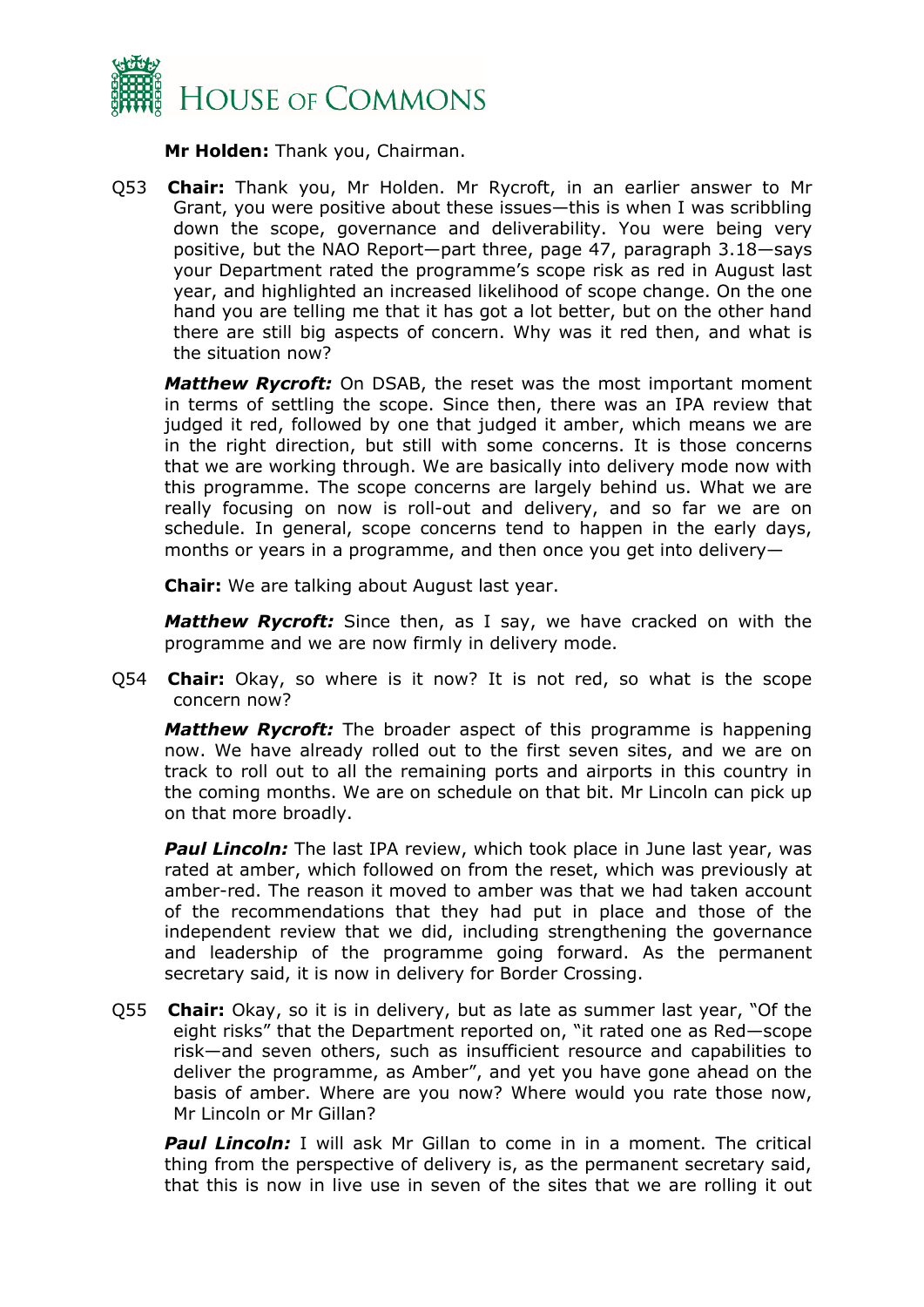**Mr Holden:** Thank you, Chairman.

Q53 **Chair:** Thank you, Mr Holden. Mr Rycroft, in an earlier answer to Mr Grant, you were positive about these issues—this is when I was scribbling down the scope, governance and deliverability. You were being very positive, but the NAO Report—part three, page 47, paragraph 3.18—says your Department rated the programme's scope risk as red in August last year, and highlighted an increased likelihood of scope change. On the one hand you are telling me that it has got a lot better, but on the other hand there are still big aspects of concern. Why was it red then, and what is the situation now?

***Matthew Rycroft:*** On DSAB, the reset was the most important moment in terms of settling the scope. Since then, there was an IPA review that judged it red, followed by one that judged it amber, which means we are in the right direction, but still with some concerns. It is those concerns that we are working through. We are basically into delivery mode now with this programme. The scope concerns are largely behind us. What we are really focusing on now is roll-out and delivery, and so far we are on schedule. In general, scope concerns tend to happen in the early days, months or years in a programme, and then once you get into delivery—

**Chair:** We are talking about August last year.

***Matthew Rycroft:*** Since then, as I say, we have cracked on with the programme and we are now firmly in delivery mode.

Q54 **Chair:** Okay, so where is it now? It is not red, so what is the scope concern now?

***Matthew Rycroft:*** The broader aspect of this programme is happening now. We have already rolled out to the first seven sites, and we are on track to roll out to all the remaining ports and airports in this country in the coming months. We are on schedule on that bit. Mr Lincoln can pick up on that more broadly.

***Paul Lincoln:*** The last IPA review, which took place in June last year, was rated at amber, which followed on from the reset, which was previously at amber-red. The reason it moved to amber was that we had taken account of the recommendations that they had put in place and those of the independent review that we did, including strengthening the governance and leadership of the programme going forward. As the permanent secretary said, it is now in delivery for Border Crossing.

Q55 **Chair:** Okay, so it is in delivery, but as late as summer last year, "Of the eight risks" that the Department reported on, "it rated one as Red—scope risk—and seven others, such as insufficient resource and capabilities to deliver the programme, as Amber", and yet you have gone ahead on the basis of amber. Where are you now? Where would you rate those now, Mr Lincoln or Mr Gillan?

***Paul Lincoln:*** I will ask Mr Gillan to come in in a moment. The critical thing from the perspective of delivery is, as the permanent secretary said, that this is now in live use in seven of the sites that we are rolling it out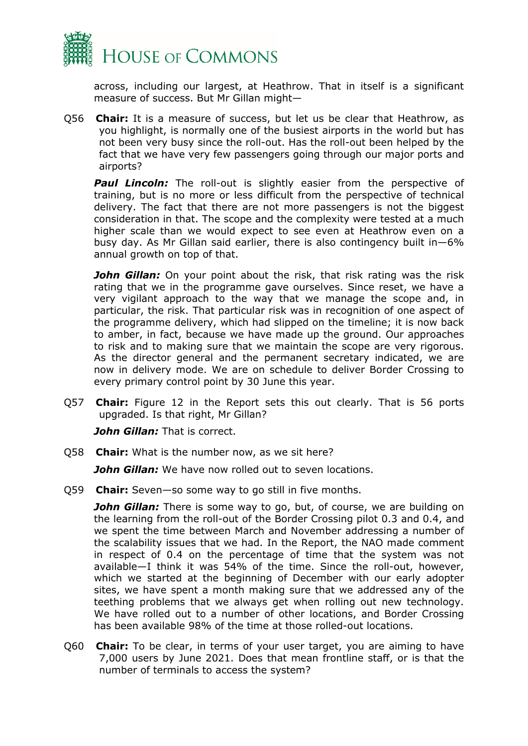across, including our largest, at Heathrow. That in itself is a significant measure of success. But Mr Gillan might—

Q56 **Chair:** It is a measure of success, but let us be clear that Heathrow, as you highlight, is normally one of the busiest airports in the world but has not been very busy since the roll-out. Has the roll-out been helped by the fact that we have very few passengers going through our major ports and airports?

***Paul Lincoln:*** The roll-out is slightly easier from the perspective of training, but is no more or less difficult from the perspective of technical delivery. The fact that there are not more passengers is not the biggest consideration in that. The scope and the complexity were tested at a much higher scale than we would expect to see even at Heathrow even on a busy day. As Mr Gillan said earlier, there is also contingency built in—6% annual growth on top of that.

***John Gillan:*** On your point about the risk, that risk rating was the risk rating that we in the programme gave ourselves. Since reset, we have a very vigilant approach to the way that we manage the scope and, in particular, the risk. That particular risk was in recognition of one aspect of the programme delivery, which had slipped on the timeline; it is now back to amber, in fact, because we have made up the ground. Our approaches to risk and to making sure that we maintain the scope are very rigorous. As the director general and the permanent secretary indicated, we are now in delivery mode. We are on schedule to deliver Border Crossing to every primary control point by 30 June this year.

Q57 **Chair:** Figure 12 in the Report sets this out clearly. That is 56 ports upgraded. Is that right, Mr Gillan?

***John Gillan:*** That is correct.

Q58 **Chair:** What is the number now, as we sit here?

***John Gillan:*** We have now rolled out to seven locations.

Q59 **Chair:** Seven—so some way to go still in five months.

***John Gillan:*** There is some way to go, but, of course, we are building on the learning from the roll-out of the Border Crossing pilot 0.3 and 0.4, and we spent the time between March and November addressing a number of the scalability issues that we had. In the Report, the NAO made comment in respect of 0.4 on the percentage of time that the system was not available—I think it was 54% of the time. Since the roll-out, however, which we started at the beginning of December with our early adopter sites, we have spent a month making sure that we addressed any of the teething problems that we always get when rolling out new technology. We have rolled out to a number of other locations, and Border Crossing has been available 98% of the time at those rolled-out locations.

Q60 **Chair:** To be clear, in terms of your user target, you are aiming to have 7,000 users by June 2021. Does that mean frontline staff, or is that the number of terminals to access the system?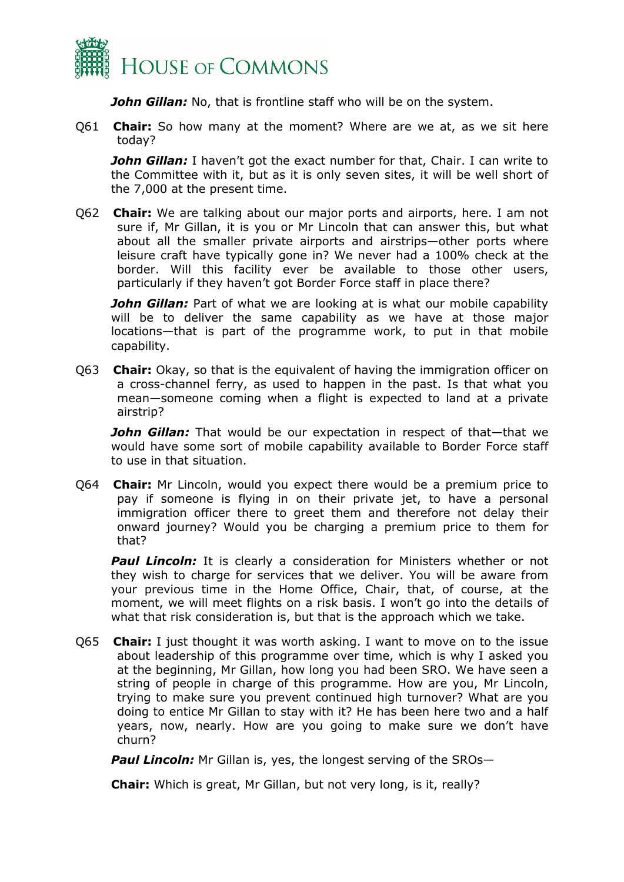***John Gillan:*** No, that is frontline staff who will be on the system.

Q61 **Chair:** So how many at the moment? Where are we at, as we sit here today?

***John Gillan:*** I haven't got the exact number for that, Chair. I can write to the Committee with it, but as it is only seven sites, it will be well short of the 7,000 at the present time.

Q62 **Chair:** We are talking about our major ports and airports, here. I am not sure if, Mr Gillan, it is you or Mr Lincoln that can answer this, but what about all the smaller private airports and airstrips—other ports where leisure craft have typically gone in? We never had a 100% check at the border. Will this facility ever be available to those other users, particularly if they haven't got Border Force staff in place there?

***John Gillan:*** Part of what we are looking at is what our mobile capability will be to deliver the same capability as we have at those major locations—that is part of the programme work, to put in that mobile capability.

Q63 **Chair:** Okay, so that is the equivalent of having the immigration officer on a cross-channel ferry, as used to happen in the past. Is that what you mean—someone coming when a flight is expected to land at a private airstrip?

***John Gillan:*** That would be our expectation in respect of that—that we would have some sort of mobile capability available to Border Force staff to use in that situation.

Q64 **Chair:** Mr Lincoln, would you expect there would be a premium price to pay if someone is flying in on their private jet, to have a personal immigration officer there to greet them and therefore not delay their onward journey? Would you be charging a premium price to them for that?

***Paul Lincoln:*** It is clearly a consideration for Ministers whether or not they wish to charge for services that we deliver. You will be aware from your previous time in the Home Office, Chair, that, of course, at the moment, we will meet flights on a risk basis. I won't go into the details of what that risk consideration is, but that is the approach which we take.

Q65 **Chair:** I just thought it was worth asking. I want to move on to the issue about leadership of this programme over time, which is why I asked you at the beginning, Mr Gillan, how long you had been SRO. We have seen a string of people in charge of this programme. How are you, Mr Lincoln, trying to make sure you prevent continued high turnover? What are you doing to entice Mr Gillan to stay with it? He has been here two and a half years, now, nearly. How are you going to make sure we don't have churn?

***Paul Lincoln:*** Mr Gillan is, yes, the longest serving of the SROs—

**Chair:** Which is great, Mr Gillan, but not very long, is it, really?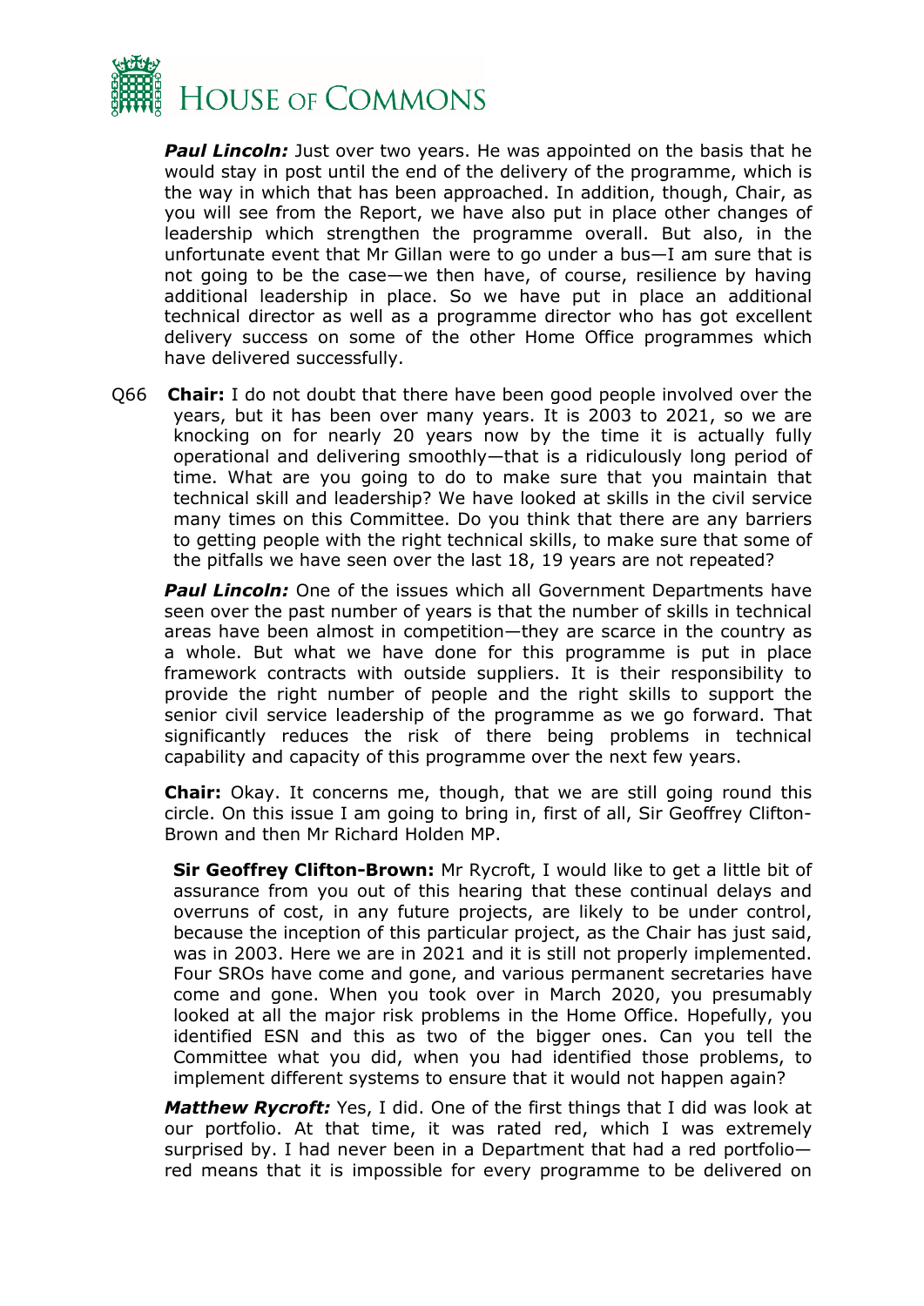***Paul Lincoln:*** Just over two years. He was appointed on the basis that he would stay in post until the end of the delivery of the programme, which is the way in which that has been approached. In addition, though, Chair, as you will see from the Report, we have also put in place other changes of leadership which strengthen the programme overall. But also, in the unfortunate event that Mr Gillan were to go under a bus—I am sure that is not going to be the case—we then have, of course, resilience by having additional leadership in place. So we have put in place an additional technical director as well as a programme director who has got excellent delivery success on some of the other Home Office programmes which have delivered successfully.

Q66 **Chair:** I do not doubt that there have been good people involved over the years, but it has been over many years. It is 2003 to 2021, so we are knocking on for nearly 20 years now by the time it is actually fully operational and delivering smoothly—that is a ridiculously long period of time. What are you going to do to make sure that you maintain that technical skill and leadership? We have looked at skills in the civil service many times on this Committee. Do you think that there are any barriers to getting people with the right technical skills, to make sure that some of the pitfalls we have seen over the last 18, 19 years are not repeated?

***Paul Lincoln:*** One of the issues which all Government Departments have seen over the past number of years is that the number of skills in technical areas have been almost in competition—they are scarce in the country as a whole. But what we have done for this programme is put in place framework contracts with outside suppliers. It is their responsibility to provide the right number of people and the right skills to support the senior civil service leadership of the programme as we go forward. That significantly reduces the risk of there being problems in technical capability and capacity of this programme over the next few years.

**Chair:** Okay. It concerns me, though, that we are still going round this circle. On this issue I am going to bring in, first of all, Sir Geoffrey Clifton-Brown and then Mr Richard Holden MP.

**Sir Geoffrey Clifton-Brown:** Mr Rycroft, I would like to get a little bit of assurance from you out of this hearing that these continual delays and overruns of cost, in any future projects, are likely to be under control, because the inception of this particular project, as the Chair has just said, was in 2003. Here we are in 2021 and it is still not properly implemented. Four SROs have come and gone, and various permanent secretaries have come and gone. When you took over in March 2020, you presumably looked at all the major risk problems in the Home Office. Hopefully, you identified ESN and this as two of the bigger ones. Can you tell the Committee what you did, when you had identified those problems, to implement different systems to ensure that it would not happen again?

***Matthew Rycroft:*** Yes, I did. One of the first things that I did was look at our portfolio. At that time, it was rated red, which I was extremely surprised by. I had never been in a Department that had a red portfolio—red means that it is impossible for every programme to be delivered on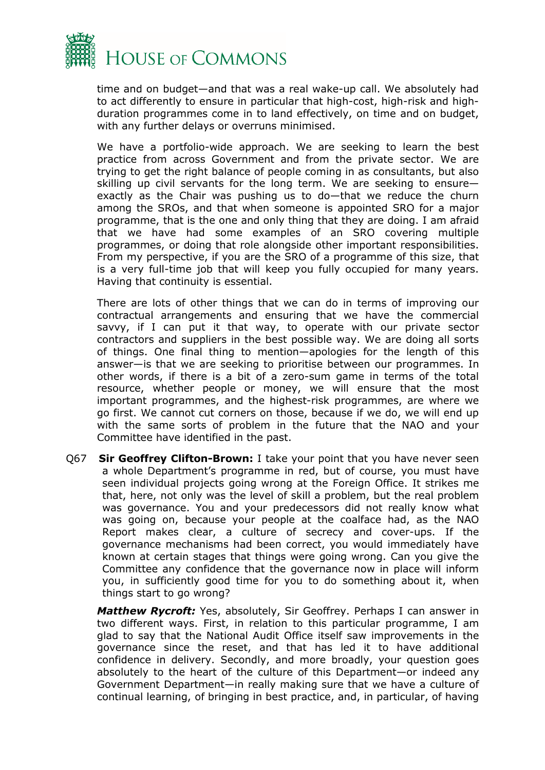time and on budget—and that was a real wake-up call. We absolutely had to act differently to ensure in particular that high-cost, high-risk and high-duration programmes come in to land effectively, on time and on budget, with any further delays or overruns minimised.

We have a portfolio-wide approach. We are seeking to learn the best practice from across Government and from the private sector. We are trying to get the right balance of people coming in as consultants, but also skilling up civil servants for the long term. We are seeking to ensure—exactly as the Chair was pushing us to do—that we reduce the churn among the SROs, and that when someone is appointed SRO for a major programme, that is the one and only thing that they are doing. I am afraid that we have had some examples of an SRO covering multiple programmes, or doing that role alongside other important responsibilities. From my perspective, if you are the SRO of a programme of this size, that is a very full-time job that will keep you fully occupied for many years. Having that continuity is essential.

There are lots of other things that we can do in terms of improving our contractual arrangements and ensuring that we have the commercial savvy, if I can put it that way, to operate with our private sector contractors and suppliers in the best possible way. We are doing all sorts of things. One final thing to mention—apologies for the length of this answer—is that we are seeking to prioritise between our programmes. In other words, if there is a bit of a zero-sum game in terms of the total resource, whether people or money, we will ensure that the most important programmes, and the highest-risk programmes, are where we go first. We cannot cut corners on those, because if we do, we will end up with the same sorts of problem in the future that the NAO and your Committee have identified in the past.

Q67 **Sir Geoffrey Clifton-Brown:** I take your point that you have never seen a whole Department's programme in red, but of course, you must have seen individual projects going wrong at the Foreign Office. It strikes me that, here, not only was the level of skill a problem, but the real problem was governance. You and your predecessors did not really know what was going on, because your people at the coalface had, as the NAO Report makes clear, a culture of secrecy and cover-ups. If the governance mechanisms had been correct, you would immediately have known at certain stages that things were going wrong. Can you give the Committee any confidence that the governance now in place will inform you, in sufficiently good time for you to do something about it, when things start to go wrong?

***Matthew Rycroft:*** Yes, absolutely, Sir Geoffrey. Perhaps I can answer in two different ways. First, in relation to this particular programme, I am glad to say that the National Audit Office itself saw improvements in the governance since the reset, and that has led it to have additional confidence in delivery. Secondly, and more broadly, your question goes absolutely to the heart of the culture of this Department—or indeed any Government Department—in really making sure that we have a culture of continual learning, of bringing in best practice, and, in particular, of having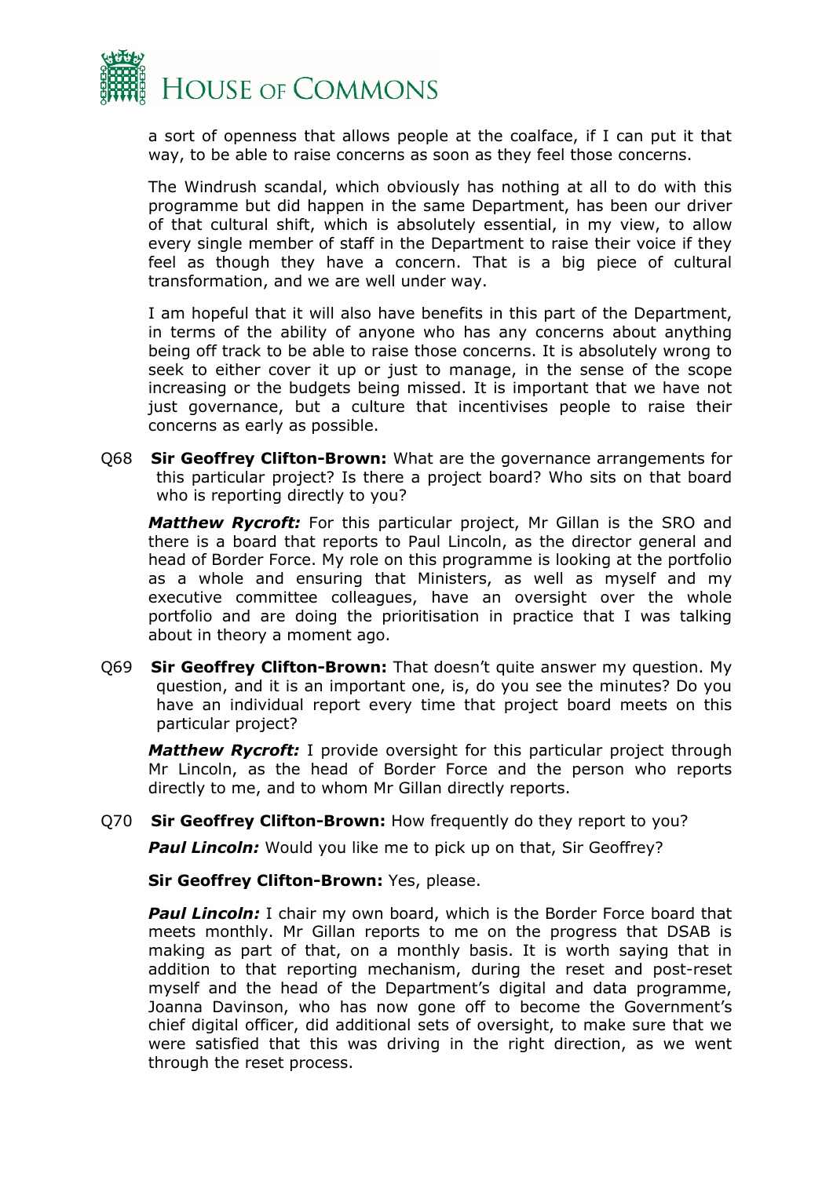a sort of openness that allows people at the coalface, if I can put it that way, to be able to raise concerns as soon as they feel those concerns.

The Windrush scandal, which obviously has nothing at all to do with this programme but did happen in the same Department, has been our driver of that cultural shift, which is absolutely essential, in my view, to allow every single member of staff in the Department to raise their voice if they feel as though they have a concern. That is a big piece of cultural transformation, and we are well under way.

I am hopeful that it will also have benefits in this part of the Department, in terms of the ability of anyone who has any concerns about anything being off track to be able to raise those concerns. It is absolutely wrong to seek to either cover it up or just to manage, in the sense of the scope increasing or the budgets being missed. It is important that we have not just governance, but a culture that incentivises people to raise their concerns as early as possible.

Q68 **Sir Geoffrey Clifton-Brown:** What are the governance arrangements for this particular project? Is there a project board? Who sits on that board who is reporting directly to you?

***Matthew Rycroft:*** For this particular project, Mr Gillan is the SRO and there is a board that reports to Paul Lincoln, as the director general and head of Border Force. My role on this programme is looking at the portfolio as a whole and ensuring that Ministers, as well as myself and my executive committee colleagues, have an oversight over the whole portfolio and are doing the prioritisation in practice that I was talking about in theory a moment ago.

Q69 **Sir Geoffrey Clifton-Brown:** That doesn't quite answer my question. My question, and it is an important one, is, do you see the minutes? Do you have an individual report every time that project board meets on this particular project?

***Matthew Rycroft:*** I provide oversight for this particular project through Mr Lincoln, as the head of Border Force and the person who reports directly to me, and to whom Mr Gillan directly reports.

Q70 **Sir Geoffrey Clifton-Brown:** How frequently do they report to you?

***Paul Lincoln:*** Would you like me to pick up on that, Sir Geoffrey?

**Sir Geoffrey Clifton-Brown:** Yes, please.

***Paul Lincoln:*** I chair my own board, which is the Border Force board that meets monthly. Mr Gillan reports to me on the progress that DSAB is making as part of that, on a monthly basis. It is worth saying that in addition to that reporting mechanism, during the reset and post-reset myself and the head of the Department's digital and data programme, Joanna Davinson, who has now gone off to become the Government's chief digital officer, did additional sets of oversight, to make sure that we were satisfied that this was driving in the right direction, as we went through the reset process.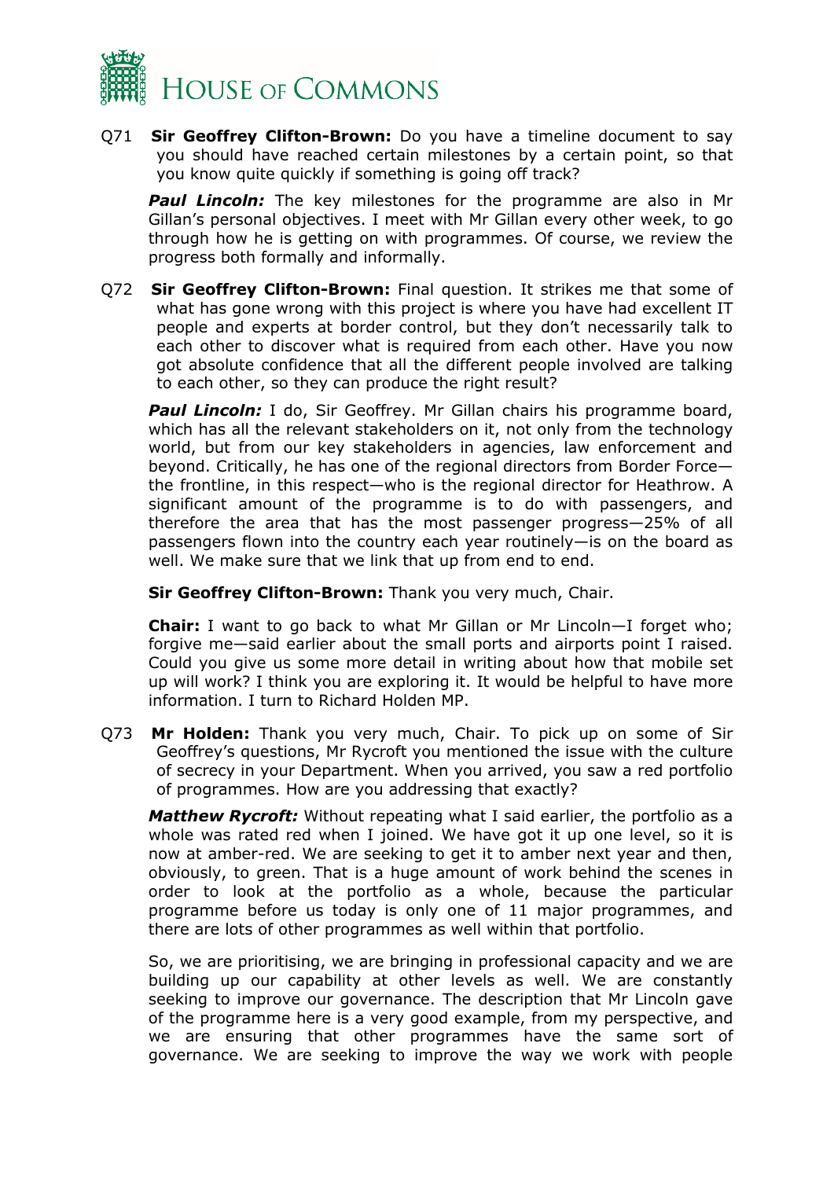Q71 **Sir Geoffrey Clifton-Brown:** Do you have a timeline document to say you should have reached certain milestones by a certain point, so that you know quite quickly if something is going off track?

***Paul Lincoln:*** The key milestones for the programme are also in Mr Gillan's personal objectives. I meet with Mr Gillan every other week, to go through how he is getting on with programmes. Of course, we review the progress both formally and informally.

Q72 **Sir Geoffrey Clifton-Brown:** Final question. It strikes me that some of what has gone wrong with this project is where you have had excellent IT people and experts at border control, but they don't necessarily talk to each other to discover what is required from each other. Have you now got absolute confidence that all the different people involved are talking to each other, so they can produce the right result?

***Paul Lincoln:*** I do, Sir Geoffrey. Mr Gillan chairs his programme board, which has all the relevant stakeholders on it, not only from the technology world, but from our key stakeholders in agencies, law enforcement and beyond. Critically, he has one of the regional directors from Border Force—the frontline, in this respect—who is the regional director for Heathrow. A significant amount of the programme is to do with passengers, and therefore the area that has the most passenger progress—25% of all passengers flown into the country each year routinely—is on the board as well. We make sure that we link that up from end to end.

**Sir Geoffrey Clifton-Brown:** Thank you very much, Chair.

**Chair:** I want to go back to what Mr Gillan or Mr Lincoln—I forget who; forgive me—said earlier about the small ports and airports point I raised. Could you give us some more detail in writing about how that mobile set up will work? I think you are exploring it. It would be helpful to have more information. I turn to Richard Holden MP.

Q73 **Mr Holden:** Thank you very much, Chair. To pick up on some of Sir Geoffrey's questions, Mr Rycroft you mentioned the issue with the culture of secrecy in your Department. When you arrived, you saw a red portfolio of programmes. How are you addressing that exactly?

***Matthew Rycroft:*** Without repeating what I said earlier, the portfolio as a whole was rated red when I joined. We have got it up one level, so it is now at amber-red. We are seeking to get it to amber next year and then, obviously, to green. That is a huge amount of work behind the scenes in order to look at the portfolio as a whole, because the particular programme before us today is only one of 11 major programmes, and there are lots of other programmes as well within that portfolio.

So, we are prioritising, we are bringing in professional capacity and we are building up our capability at other levels as well. We are constantly seeking to improve our governance. The description that Mr Lincoln gave of the programme here is a very good example, from my perspective, and we are ensuring that other programmes have the same sort of governance. We are seeking to improve the way we work with people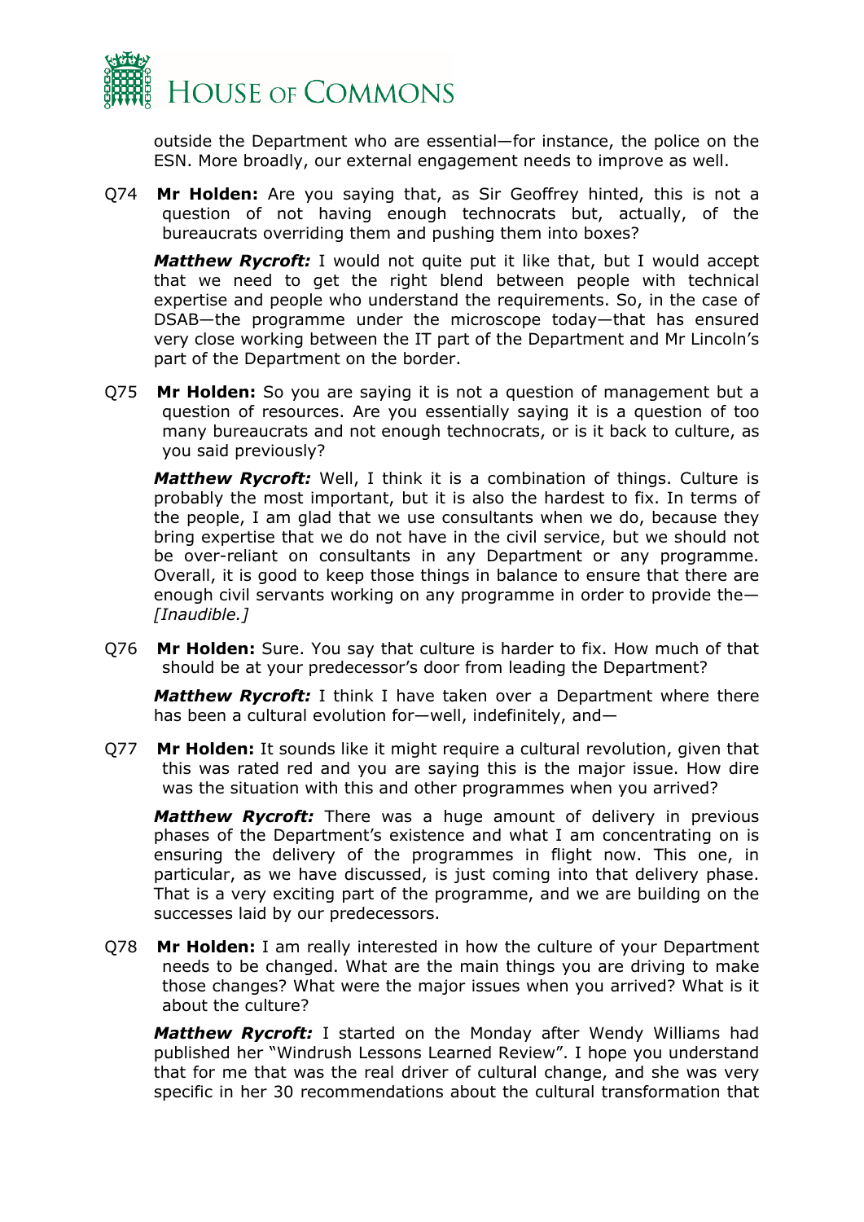outside the Department who are essential—for instance, the police on the ESN. More broadly, our external engagement needs to improve as well.

Q74 **Mr Holden:** Are you saying that, as Sir Geoffrey hinted, this is not a question of not having enough technocrats but, actually, of the bureaucrats overriding them and pushing them into boxes?

***Matthew Rycroft:*** I would not quite put it like that, but I would accept that we need to get the right blend between people with technical expertise and people who understand the requirements. So, in the case of DSAB—the programme under the microscope today—that has ensured very close working between the IT part of the Department and Mr Lincoln's part of the Department on the border.

Q75 **Mr Holden:** So you are saying it is not a question of management but a question of resources. Are you essentially saying it is a question of too many bureaucrats and not enough technocrats, or is it back to culture, as you said previously?

***Matthew Rycroft:*** Well, I think it is a combination of things. Culture is probably the most important, but it is also the hardest to fix. In terms of the people, I am glad that we use consultants when we do, because they bring expertise that we do not have in the civil service, but we should not be over-reliant on consultants in any Department or any programme. Overall, it is good to keep those things in balance to ensure that there are enough civil servants working on any programme in order to provide the—*[Inaudible.]*

Q76 **Mr Holden:** Sure. You say that culture is harder to fix. How much of that should be at your predecessor's door from leading the Department?

***Matthew Rycroft:*** I think I have taken over a Department where there has been a cultural evolution for—well, indefinitely, and—

Q77 **Mr Holden:** It sounds like it might require a cultural revolution, given that this was rated red and you are saying this is the major issue. How dire was the situation with this and other programmes when you arrived?

***Matthew Rycroft:*** There was a huge amount of delivery in previous phases of the Department's existence and what I am concentrating on is ensuring the delivery of the programmes in flight now. This one, in particular, as we have discussed, is just coming into that delivery phase. That is a very exciting part of the programme, and we are building on the successes laid by our predecessors.

Q78 **Mr Holden:** I am really interested in how the culture of your Department needs to be changed. What are the main things you are driving to make those changes? What were the major issues when you arrived? What is it about the culture?

***Matthew Rycroft:*** I started on the Monday after Wendy Williams had published her "Windrush Lessons Learned Review". I hope you understand that for me that was the real driver of cultural change, and she was very specific in her 30 recommendations about the cultural transformation that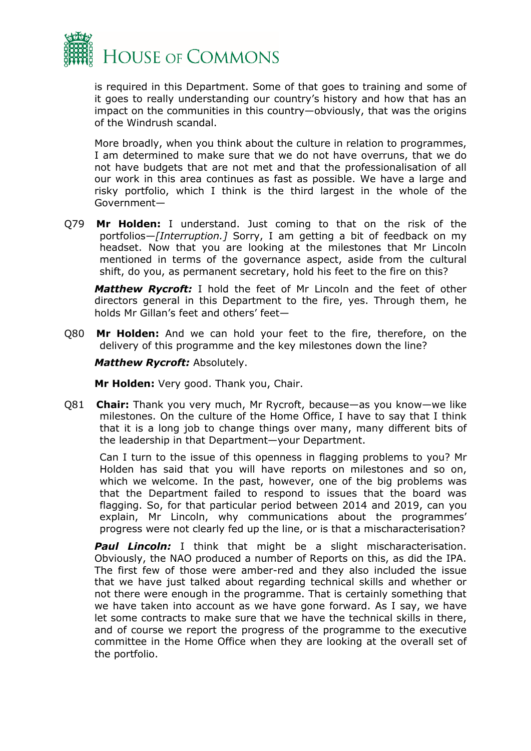is required in this Department. Some of that goes to training and some of it goes to really understanding our country's history and how that has an impact on the communities in this country—obviously, that was the origins of the Windrush scandal.

More broadly, when you think about the culture in relation to programmes, I am determined to make sure that we do not have overruns, that we do not have budgets that are not met and that the professionalisation of all our work in this area continues as fast as possible. We have a large and risky portfolio, which I think is the third largest in the whole of the Government—

Q79 **Mr Holden:** I understand. Just coming to that on the risk of the portfolios—*[Interruption.]* Sorry, I am getting a bit of feedback on my headset. Now that you are looking at the milestones that Mr Lincoln mentioned in terms of the governance aspect, aside from the cultural shift, do you, as permanent secretary, hold his feet to the fire on this?

***Matthew Rycroft:*** I hold the feet of Mr Lincoln and the feet of other directors general in this Department to the fire, yes. Through them, he holds Mr Gillan's feet and others' feet—

Q80 **Mr Holden:** And we can hold your feet to the fire, therefore, on the delivery of this programme and the key milestones down the line?

***Matthew Rycroft:*** Absolutely.

**Mr Holden:** Very good. Thank you, Chair.

Q81 **Chair:** Thank you very much, Mr Rycroft, because—as you know—we like milestones. On the culture of the Home Office, I have to say that I think that it is a long job to change things over many, many different bits of the leadership in that Department—your Department.

Can I turn to the issue of this openness in flagging problems to you? Mr Holden has said that you will have reports on milestones and so on, which we welcome. In the past, however, one of the big problems was that the Department failed to respond to issues that the board was flagging. So, for that particular period between 2014 and 2019, can you explain, Mr Lincoln, why communications about the programmes' progress were not clearly fed up the line, or is that a mischaracterisation?

***Paul Lincoln:*** I think that might be a slight mischaracterisation. Obviously, the NAO produced a number of Reports on this, as did the IPA. The first few of those were amber-red and they also included the issue that we have just talked about regarding technical skills and whether or not there were enough in the programme. That is certainly something that we have taken into account as we have gone forward. As I say, we have let some contracts to make sure that we have the technical skills in there, and of course we report the progress of the programme to the executive committee in the Home Office when they are looking at the overall set of the portfolio.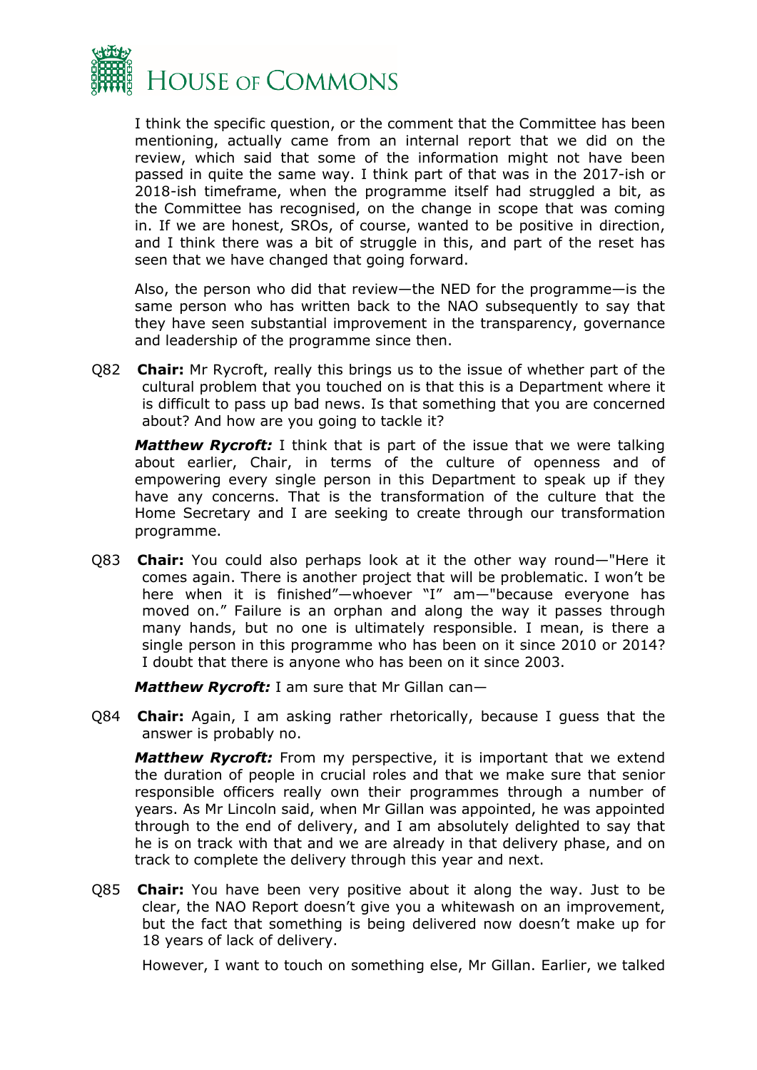I think the specific question, or the comment that the Committee has been mentioning, actually came from an internal report that we did on the review, which said that some of the information might not have been passed in quite the same way. I think part of that was in the 2017-ish or 2018-ish timeframe, when the programme itself had struggled a bit, as the Committee has recognised, on the change in scope that was coming in. If we are honest, SROs, of course, wanted to be positive in direction, and I think there was a bit of struggle in this, and part of the reset has seen that we have changed that going forward.

Also, the person who did that review—the NED for the programme—is the same person who has written back to the NAO subsequently to say that they have seen substantial improvement in the transparency, governance and leadership of the programme since then.

Q82 **Chair:** Mr Rycroft, really this brings us to the issue of whether part of the cultural problem that you touched on is that this is a Department where it is difficult to pass up bad news. Is that something that you are concerned about? And how are you going to tackle it?

***Matthew Rycroft:*** I think that is part of the issue that we were talking about earlier, Chair, in terms of the culture of openness and of empowering every single person in this Department to speak up if they have any concerns. That is the transformation of the culture that the Home Secretary and I are seeking to create through our transformation programme.

Q83 **Chair:** You could also perhaps look at it the other way round—"Here it comes again. There is another project that will be problematic. I won't be here when it is finished"—whoever "I" am—"because everyone has moved on." Failure is an orphan and along the way it passes through many hands, but no one is ultimately responsible. I mean, is there a single person in this programme who has been on it since 2010 or 2014? I doubt that there is anyone who has been on it since 2003.

***Matthew Rycroft:*** I am sure that Mr Gillan can—

Q84 **Chair:** Again, I am asking rather rhetorically, because I guess that the answer is probably no.

***Matthew Rycroft:*** From my perspective, it is important that we extend the duration of people in crucial roles and that we make sure that senior responsible officers really own their programmes through a number of years. As Mr Lincoln said, when Mr Gillan was appointed, he was appointed through to the end of delivery, and I am absolutely delighted to say that he is on track with that and we are already in that delivery phase, and on track to complete the delivery through this year and next.

Q85 **Chair:** You have been very positive about it along the way. Just to be clear, the NAO Report doesn't give you a whitewash on an improvement, but the fact that something is being delivered now doesn't make up for 18 years of lack of delivery.

However, I want to touch on something else, Mr Gillan. Earlier, we talked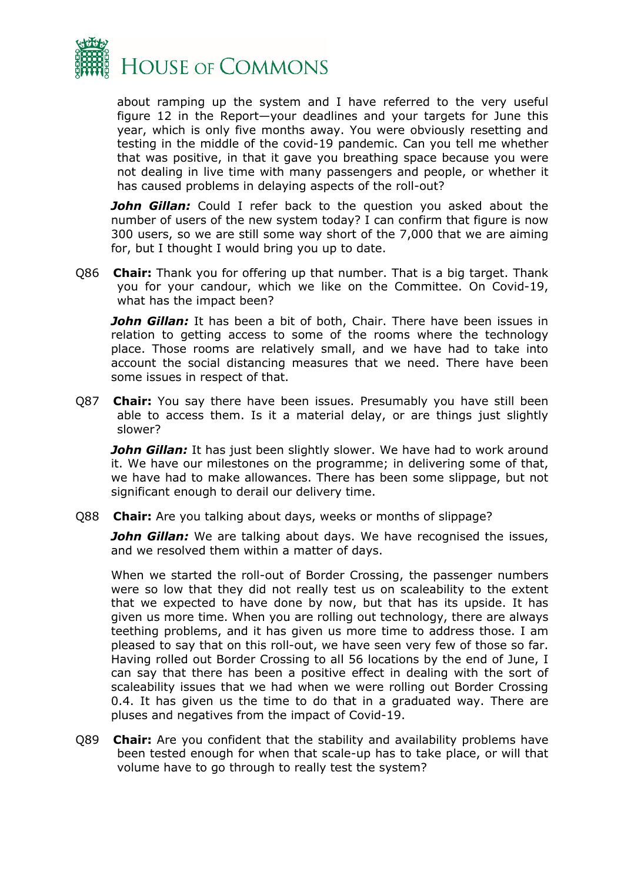about ramping up the system and I have referred to the very useful figure 12 in the Report—your deadlines and your targets for June this year, which is only five months away. You were obviously resetting and testing in the middle of the covid-19 pandemic. Can you tell me whether that was positive, in that it gave you breathing space because you were not dealing in live time with many passengers and people, or whether it has caused problems in delaying aspects of the roll-out?

***John Gillan:*** Could I refer back to the question you asked about the number of users of the new system today? I can confirm that figure is now 300 users, so we are still some way short of the 7,000 that we are aiming for, but I thought I would bring you up to date.

Q86 **Chair:** Thank you for offering up that number. That is a big target. Thank you for your candour, which we like on the Committee. On Covid-19, what has the impact been?

***John Gillan:*** It has been a bit of both, Chair. There have been issues in relation to getting access to some of the rooms where the technology place. Those rooms are relatively small, and we have had to take into account the social distancing measures that we need. There have been some issues in respect of that.

Q87 **Chair:** You say there have been issues. Presumably you have still been able to access them. Is it a material delay, or are things just slightly slower?

***John Gillan:*** It has just been slightly slower. We have had to work around it. We have our milestones on the programme; in delivering some of that, we have had to make allowances. There has been some slippage, but not significant enough to derail our delivery time.

Q88 **Chair:** Are you talking about days, weeks or months of slippage?

***John Gillan:*** We are talking about days. We have recognised the issues, and we resolved them within a matter of days.

When we started the roll-out of Border Crossing, the passenger numbers were so low that they did not really test us on scaleability to the extent that we expected to have done by now, but that has its upside. It has given us more time. When you are rolling out technology, there are always teething problems, and it has given us more time to address those. I am pleased to say that on this roll-out, we have seen very few of those so far. Having rolled out Border Crossing to all 56 locations by the end of June, I can say that there has been a positive effect in dealing with the sort of scaleability issues that we had when we were rolling out Border Crossing 0.4. It has given us the time to do that in a graduated way. There are pluses and negatives from the impact of Covid-19.

Q89 **Chair:** Are you confident that the stability and availability problems have been tested enough for when that scale-up has to take place, or will that volume have to go through to really test the system?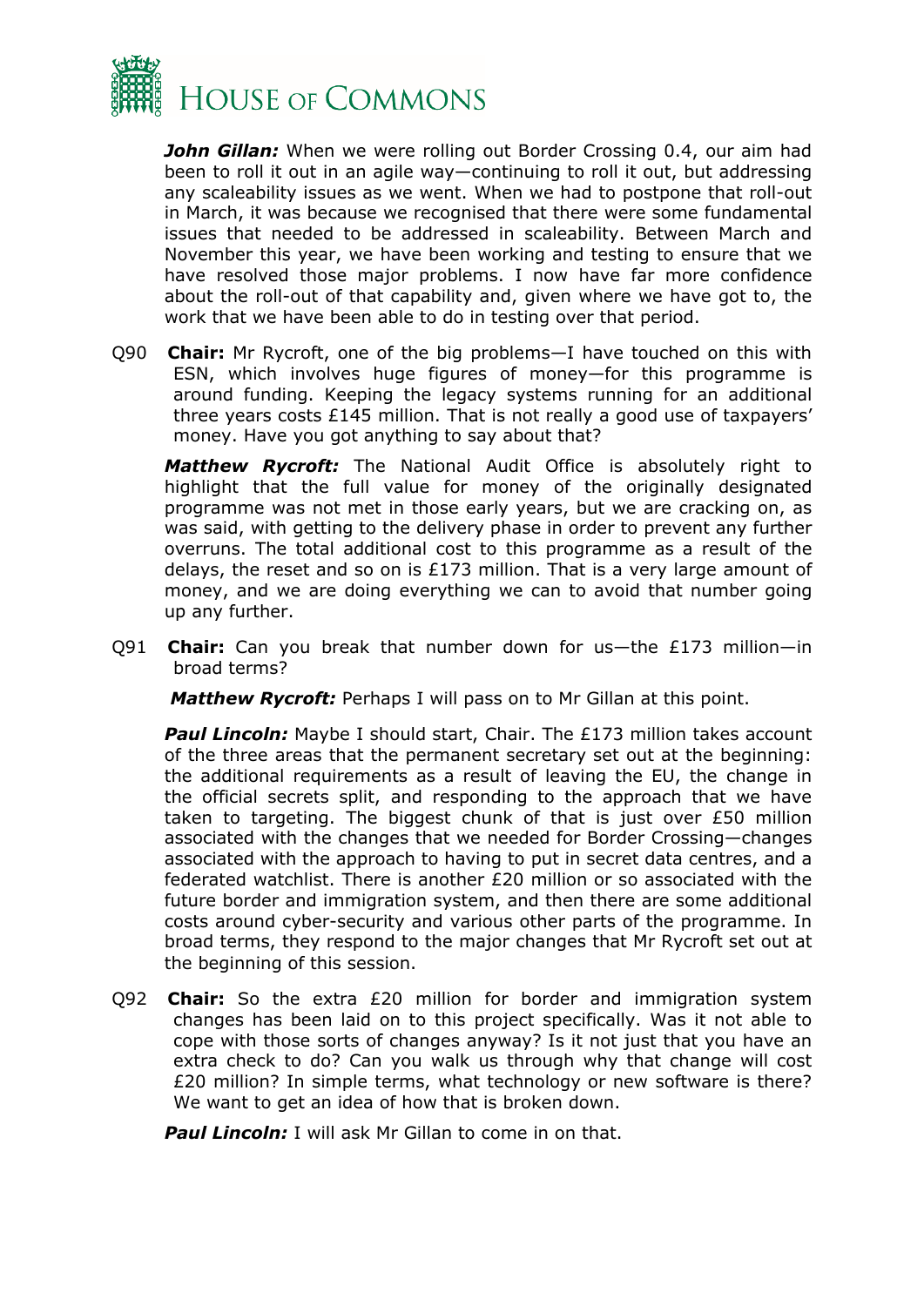***John Gillan:*** When we were rolling out Border Crossing 0.4, our aim had been to roll it out in an agile way—continuing to roll it out, but addressing any scaleability issues as we went. When we had to postpone that roll-out in March, it was because we recognised that there were some fundamental issues that needed to be addressed in scaleability. Between March and November this year, we have been working and testing to ensure that we have resolved those major problems. I now have far more confidence about the roll-out of that capability and, given where we have got to, the work that we have been able to do in testing over that period.

Q90 **Chair:** Mr Rycroft, one of the big problems—I have touched on this with ESN, which involves huge figures of money—for this programme is around funding. Keeping the legacy systems running for an additional three years costs £145 million. That is not really a good use of taxpayers' money. Have you got anything to say about that?

***Matthew Rycroft:*** The National Audit Office is absolutely right to highlight that the full value for money of the originally designated programme was not met in those early years, but we are cracking on, as was said, with getting to the delivery phase in order to prevent any further overruns. The total additional cost to this programme as a result of the delays, the reset and so on is £173 million. That is a very large amount of money, and we are doing everything we can to avoid that number going up any further.

Q91 **Chair:** Can you break that number down for us—the £173 million—in broad terms?

***Matthew Rycroft:*** Perhaps I will pass on to Mr Gillan at this point.

***Paul Lincoln:*** Maybe I should start, Chair. The £173 million takes account of the three areas that the permanent secretary set out at the beginning: the additional requirements as a result of leaving the EU, the change in the official secrets split, and responding to the approach that we have taken to targeting. The biggest chunk of that is just over £50 million associated with the changes that we needed for Border Crossing—changes associated with the approach to having to put in secret data centres, and a federated watchlist. There is another £20 million or so associated with the future border and immigration system, and then there are some additional costs around cyber-security and various other parts of the programme. In broad terms, they respond to the major changes that Mr Rycroft set out at the beginning of this session.

Q92 **Chair:** So the extra £20 million for border and immigration system changes has been laid on to this project specifically. Was it not able to cope with those sorts of changes anyway? Is it not just that you have an extra check to do? Can you walk us through why that change will cost £20 million? In simple terms, what technology or new software is there? We want to get an idea of how that is broken down.

***Paul Lincoln:*** I will ask Mr Gillan to come in on that.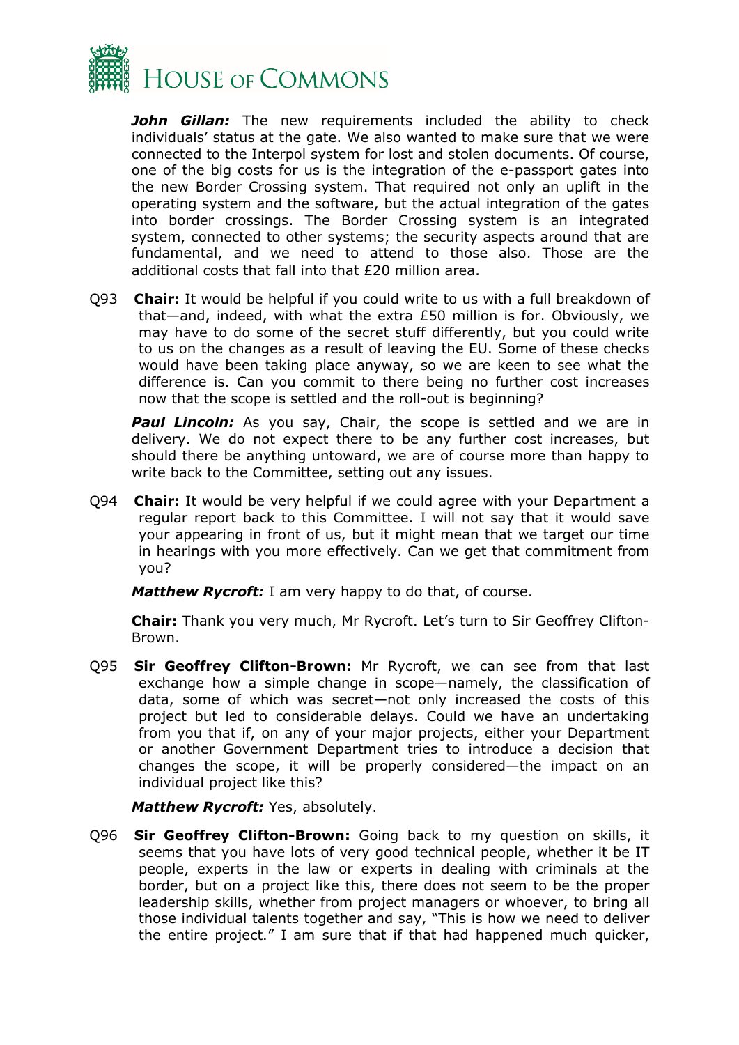***John Gillan:*** The new requirements included the ability to check individuals' status at the gate. We also wanted to make sure that we were connected to the Interpol system for lost and stolen documents. Of course, one of the big costs for us is the integration of the e-passport gates into the new Border Crossing system. That required not only an uplift in the operating system and the software, but the actual integration of the gates into border crossings. The Border Crossing system is an integrated system, connected to other systems; the security aspects around that are fundamental, and we need to attend to those also. Those are the additional costs that fall into that £20 million area.

Q93 **Chair:** It would be helpful if you could write to us with a full breakdown of that—and, indeed, with what the extra £50 million is for. Obviously, we may have to do some of the secret stuff differently, but you could write to us on the changes as a result of leaving the EU. Some of these checks would have been taking place anyway, so we are keen to see what the difference is. Can you commit to there being no further cost increases now that the scope is settled and the roll-out is beginning?

***Paul Lincoln:*** As you say, Chair, the scope is settled and we are in delivery. We do not expect there to be any further cost increases, but should there be anything untoward, we are of course more than happy to write back to the Committee, setting out any issues.

Q94 **Chair:** It would be very helpful if we could agree with your Department a regular report back to this Committee. I will not say that it would save your appearing in front of us, but it might mean that we target our time in hearings with you more effectively. Can we get that commitment from you?

***Matthew Rycroft:*** I am very happy to do that, of course.

**Chair:** Thank you very much, Mr Rycroft. Let's turn to Sir Geoffrey Clifton-Brown.

Q95 **Sir Geoffrey Clifton-Brown:** Mr Rycroft, we can see from that last exchange how a simple change in scope—namely, the classification of data, some of which was secret—not only increased the costs of this project but led to considerable delays. Could we have an undertaking from you that if, on any of your major projects, either your Department or another Government Department tries to introduce a decision that changes the scope, it will be properly considered—the impact on an individual project like this?

***Matthew Rycroft:*** Yes, absolutely.

Q96 **Sir Geoffrey Clifton-Brown:** Going back to my question on skills, it seems that you have lots of very good technical people, whether it be IT people, experts in the law or experts in dealing with criminals at the border, but on a project like this, there does not seem to be the proper leadership skills, whether from project managers or whoever, to bring all those individual talents together and say, "This is how we need to deliver the entire project." I am sure that if that had happened much quicker,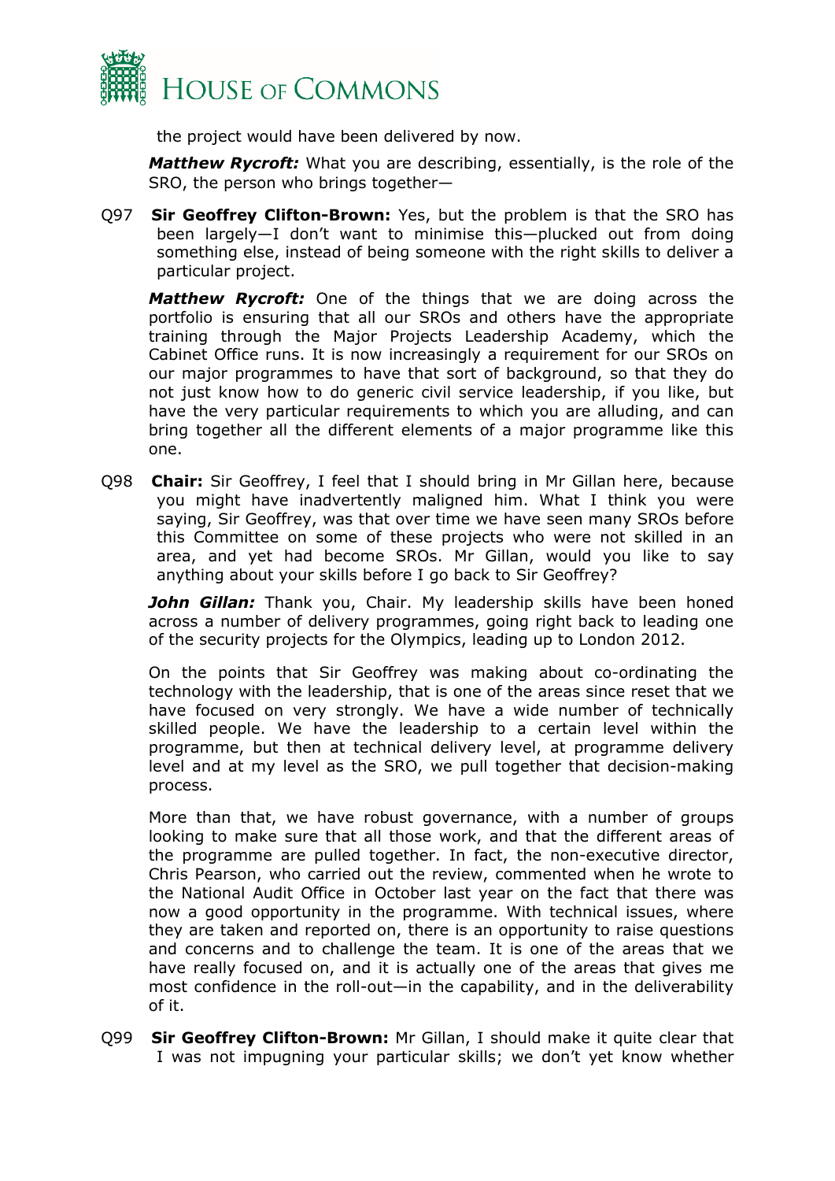the project would have been delivered by now.

***Matthew Rycroft:*** What you are describing, essentially, is the role of the SRO, the person who brings together—

Q97 **Sir Geoffrey Clifton-Brown:** Yes, but the problem is that the SRO has been largely—I don't want to minimise this—plucked out from doing something else, instead of being someone with the right skills to deliver a particular project.

***Matthew Rycroft:*** One of the things that we are doing across the portfolio is ensuring that all our SROs and others have the appropriate training through the Major Projects Leadership Academy, which the Cabinet Office runs. It is now increasingly a requirement for our SROs on our major programmes to have that sort of background, so that they do not just know how to do generic civil service leadership, if you like, but have the very particular requirements to which you are alluding, and can bring together all the different elements of a major programme like this one.

Q98 **Chair:** Sir Geoffrey, I feel that I should bring in Mr Gillan here, because you might have inadvertently maligned him. What I think you were saying, Sir Geoffrey, was that over time we have seen many SROs before this Committee on some of these projects who were not skilled in an area, and yet had become SROs. Mr Gillan, would you like to say anything about your skills before I go back to Sir Geoffrey?

***John Gillan:*** Thank you, Chair. My leadership skills have been honed across a number of delivery programmes, going right back to leading one of the security projects for the Olympics, leading up to London 2012.

On the points that Sir Geoffrey was making about co-ordinating the technology with the leadership, that is one of the areas since reset that we have focused on very strongly. We have a wide number of technically skilled people. We have the leadership to a certain level within the programme, but then at technical delivery level, at programme delivery level and at my level as the SRO, we pull together that decision-making process.

More than that, we have robust governance, with a number of groups looking to make sure that all those work, and that the different areas of the programme are pulled together. In fact, the non-executive director, Chris Pearson, who carried out the review, commented when he wrote to the National Audit Office in October last year on the fact that there was now a good opportunity in the programme. With technical issues, where they are taken and reported on, there is an opportunity to raise questions and concerns and to challenge the team. It is one of the areas that we have really focused on, and it is actually one of the areas that gives me most confidence in the roll-out—in the capability, and in the deliverability of it.

Q99 **Sir Geoffrey Clifton-Brown:** Mr Gillan, I should make it quite clear that I was not impugning your particular skills; we don't yet know whether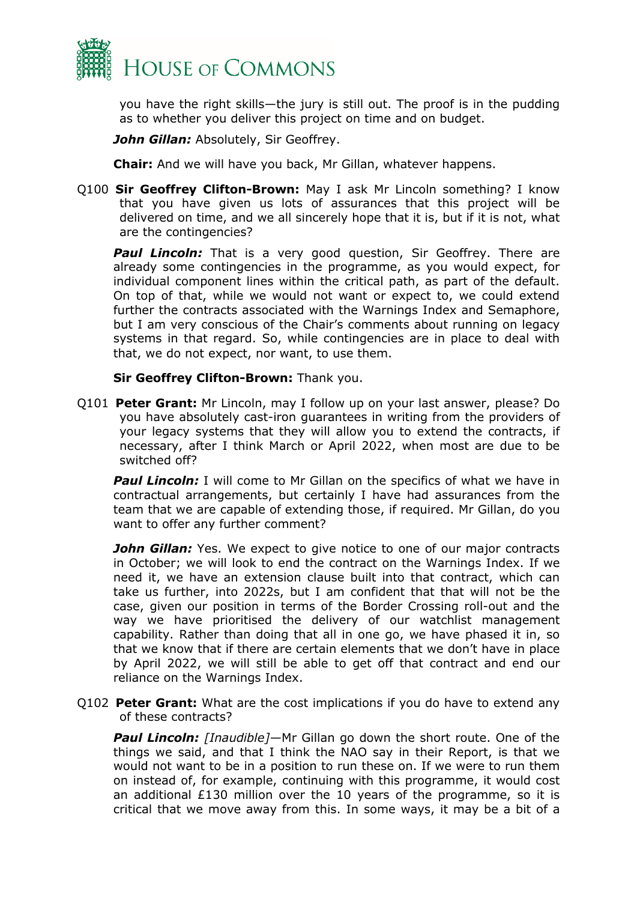you have the right skills—the jury is still out. The proof is in the pudding as to whether you deliver this project on time and on budget.

***John Gillan:*** Absolutely, Sir Geoffrey.

**Chair:** And we will have you back, Mr Gillan, whatever happens.

Q100 **Sir Geoffrey Clifton-Brown:** May I ask Mr Lincoln something? I know that you have given us lots of assurances that this project will be delivered on time, and we all sincerely hope that it is, but if it is not, what are the contingencies?

***Paul Lincoln:*** That is a very good question, Sir Geoffrey. There are already some contingencies in the programme, as you would expect, for individual component lines within the critical path, as part of the default. On top of that, while we would not want or expect to, we could extend further the contracts associated with the Warnings Index and Semaphore, but I am very conscious of the Chair's comments about running on legacy systems in that regard. So, while contingencies are in place to deal with that, we do not expect, nor want, to use them.

**Sir Geoffrey Clifton-Brown:** Thank you.

Q101 **Peter Grant:** Mr Lincoln, may I follow up on your last answer, please? Do you have absolutely cast-iron guarantees in writing from the providers of your legacy systems that they will allow you to extend the contracts, if necessary, after I think March or April 2022, when most are due to be switched off?

***Paul Lincoln:*** I will come to Mr Gillan on the specifics of what we have in contractual arrangements, but certainly I have had assurances from the team that we are capable of extending those, if required. Mr Gillan, do you want to offer any further comment?

***John Gillan:*** Yes. We expect to give notice to one of our major contracts in October; we will look to end the contract on the Warnings Index. If we need it, we have an extension clause built into that contract, which can take us further, into 2022s, but I am confident that that will not be the case, given our position in terms of the Border Crossing roll-out and the way we have prioritised the delivery of our watchlist management capability. Rather than doing that all in one go, we have phased it in, so that we know that if there are certain elements that we don't have in place by April 2022, we will still be able to get off that contract and end our reliance on the Warnings Index.

Q102 **Peter Grant:** What are the cost implications if you do have to extend any of these contracts?

***Paul Lincoln:*** *[Inaudible]*—Mr Gillan go down the short route. One of the things we said, and that I think the NAO say in their Report, is that we would not want to be in a position to run these on. If we were to run them on instead of, for example, continuing with this programme, it would cost an additional £130 million over the 10 years of the programme, so it is critical that we move away from this. In some ways, it may be a bit of a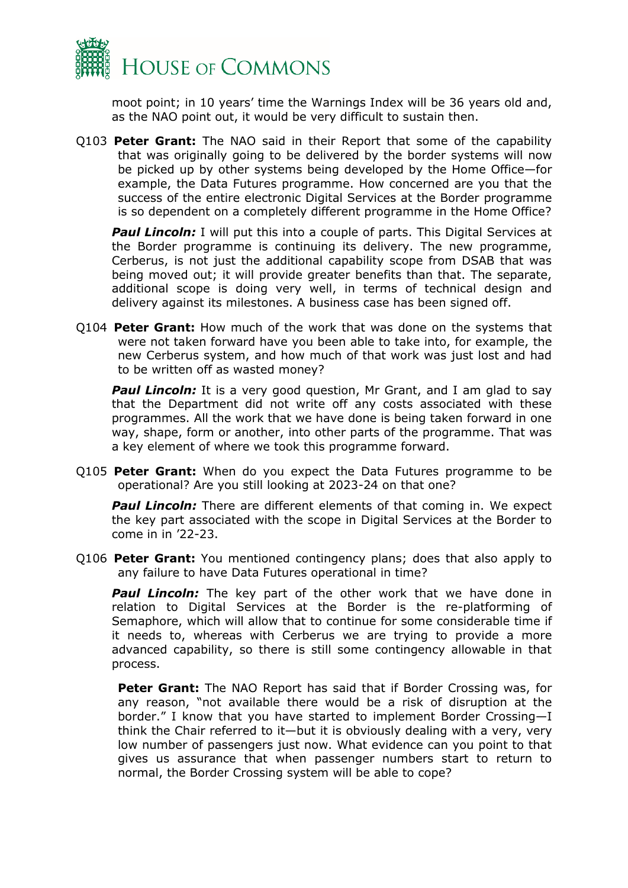moot point; in 10 years' time the Warnings Index will be 36 years old and, as the NAO point out, it would be very difficult to sustain then.

Q103 **Peter Grant:** The NAO said in their Report that some of the capability that was originally going to be delivered by the border systems will now be picked up by other systems being developed by the Home Office—for example, the Data Futures programme. How concerned are you that the success of the entire electronic Digital Services at the Border programme is so dependent on a completely different programme in the Home Office?

***Paul Lincoln:*** I will put this into a couple of parts. This Digital Services at the Border programme is continuing its delivery. The new programme, Cerberus, is not just the additional capability scope from DSAB that was being moved out; it will provide greater benefits than that. The separate, additional scope is doing very well, in terms of technical design and delivery against its milestones. A business case has been signed off.

Q104 **Peter Grant:** How much of the work that was done on the systems that were not taken forward have you been able to take into, for example, the new Cerberus system, and how much of that work was just lost and had to be written off as wasted money?

***Paul Lincoln:*** It is a very good question, Mr Grant, and I am glad to say that the Department did not write off any costs associated with these programmes. All the work that we have done is being taken forward in one way, shape, form or another, into other parts of the programme. That was a key element of where we took this programme forward.

Q105 **Peter Grant:** When do you expect the Data Futures programme to be operational? Are you still looking at 2023-24 on that one?

***Paul Lincoln:*** There are different elements of that coming in. We expect the key part associated with the scope in Digital Services at the Border to come in in '22-23.

Q106 **Peter Grant:** You mentioned contingency plans; does that also apply to any failure to have Data Futures operational in time?

***Paul Lincoln:*** The key part of the other work that we have done in relation to Digital Services at the Border is the re-platforming of Semaphore, which will allow that to continue for some considerable time if it needs to, whereas with Cerberus we are trying to provide a more advanced capability, so there is still some contingency allowable in that process.

**Peter Grant:** The NAO Report has said that if Border Crossing was, for any reason, "not available there would be a risk of disruption at the border." I know that you have started to implement Border Crossing—I think the Chair referred to it—but it is obviously dealing with a very, very low number of passengers just now. What evidence can you point to that gives us assurance that when passenger numbers start to return to normal, the Border Crossing system will be able to cope?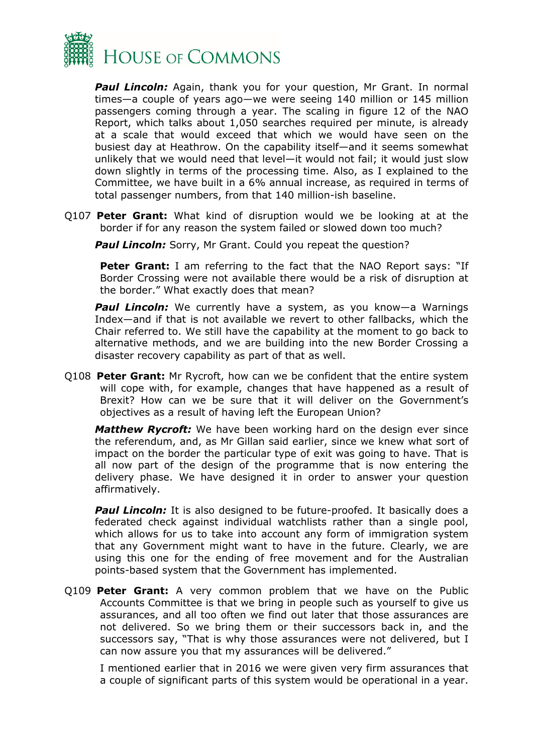***Paul Lincoln:*** Again, thank you for your question, Mr Grant. In normal times—a couple of years ago—we were seeing 140 million or 145 million passengers coming through a year. The scaling in figure 12 of the NAO Report, which talks about 1,050 searches required per minute, is already at a scale that would exceed that which we would have seen on the busiest day at Heathrow. On the capability itself—and it seems somewhat unlikely that we would need that level—it would not fail; it would just slow down slightly in terms of the processing time. Also, as I explained to the Committee, we have built in a 6% annual increase, as required in terms of total passenger numbers, from that 140 million-ish baseline.

Q107 **Peter Grant:** What kind of disruption would we be looking at at the border if for any reason the system failed or slowed down too much?

***Paul Lincoln:*** Sorry, Mr Grant. Could you repeat the question?

**Peter Grant:** I am referring to the fact that the NAO Report says: "If Border Crossing were not available there would be a risk of disruption at the border." What exactly does that mean?

***Paul Lincoln:*** We currently have a system, as you know—a Warnings Index—and if that is not available we revert to other fallbacks, which the Chair referred to. We still have the capability at the moment to go back to alternative methods, and we are building into the new Border Crossing a disaster recovery capability as part of that as well.

Q108 **Peter Grant:** Mr Rycroft, how can we be confident that the entire system will cope with, for example, changes that have happened as a result of Brexit? How can we be sure that it will deliver on the Government's objectives as a result of having left the European Union?

***Matthew Rycroft:*** We have been working hard on the design ever since the referendum, and, as Mr Gillan said earlier, since we knew what sort of impact on the border the particular type of exit was going to have. That is all now part of the design of the programme that is now entering the delivery phase. We have designed it in order to answer your question affirmatively.

***Paul Lincoln:*** It is also designed to be future-proofed. It basically does a federated check against individual watchlists rather than a single pool, which allows for us to take into account any form of immigration system that any Government might want to have in the future. Clearly, we are using this one for the ending of free movement and for the Australian points-based system that the Government has implemented.

Q109 **Peter Grant:** A very common problem that we have on the Public Accounts Committee is that we bring in people such as yourself to give us assurances, and all too often we find out later that those assurances are not delivered. So we bring them or their successors back in, and the successors say, "That is why those assurances were not delivered, but I can now assure you that my assurances will be delivered."

I mentioned earlier that in 2016 we were given very firm assurances that a couple of significant parts of this system would be operational in a year.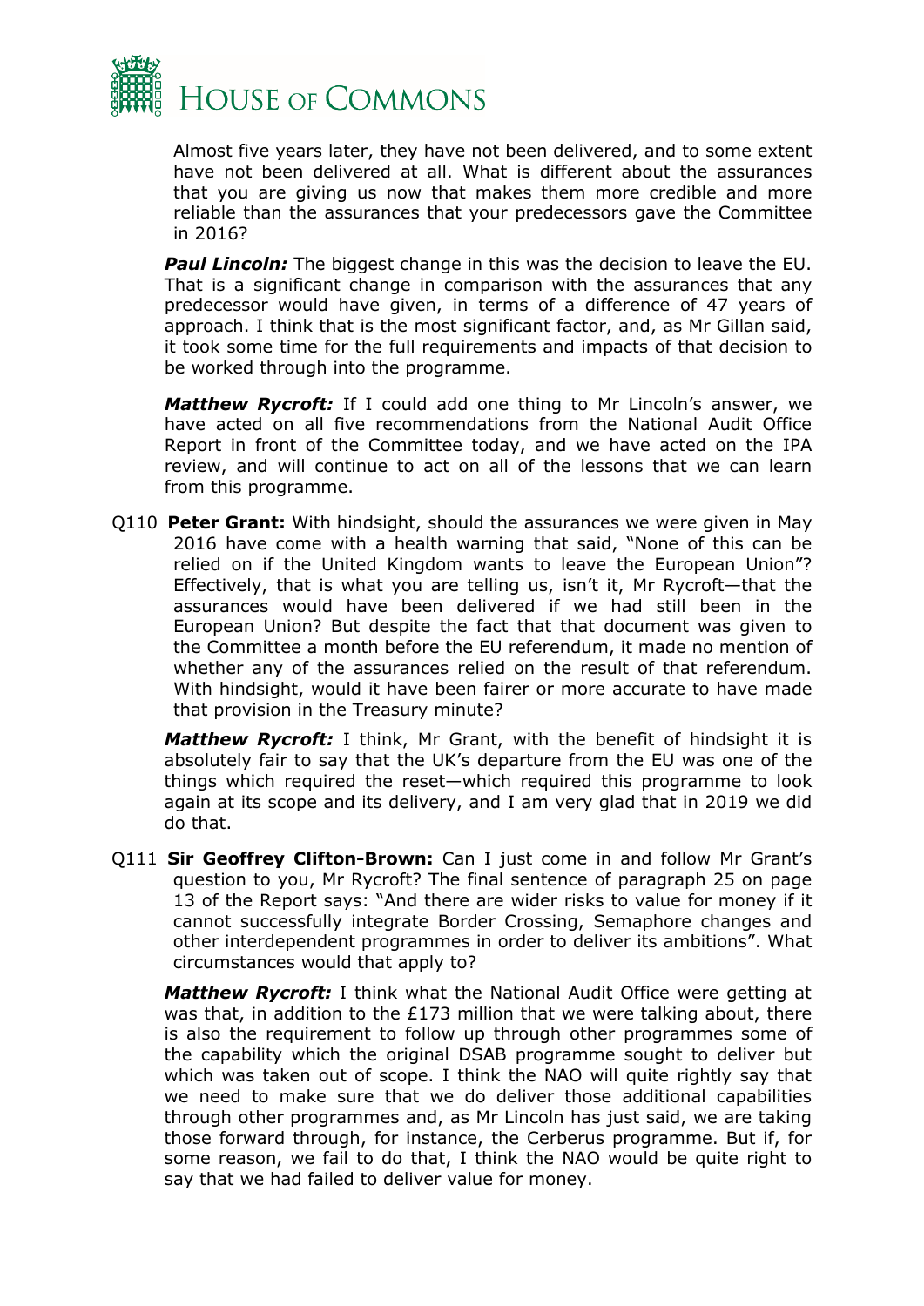Almost five years later, they have not been delivered, and to some extent have not been delivered at all. What is different about the assurances that you are giving us now that makes them more credible and more reliable than the assurances that your predecessors gave the Committee in 2016?

***Paul Lincoln:*** The biggest change in this was the decision to leave the EU. That is a significant change in comparison with the assurances that any predecessor would have given, in terms of a difference of 47 years of approach. I think that is the most significant factor, and, as Mr Gillan said, it took some time for the full requirements and impacts of that decision to be worked through into the programme.

***Matthew Rycroft:*** If I could add one thing to Mr Lincoln's answer, we have acted on all five recommendations from the National Audit Office Report in front of the Committee today, and we have acted on the IPA review, and will continue to act on all of the lessons that we can learn from this programme.

Q110 **Peter Grant:** With hindsight, should the assurances we were given in May 2016 have come with a health warning that said, "None of this can be relied on if the United Kingdom wants to leave the European Union"? Effectively, that is what you are telling us, isn't it, Mr Rycroft—that the assurances would have been delivered if we had still been in the European Union? But despite the fact that that document was given to the Committee a month before the EU referendum, it made no mention of whether any of the assurances relied on the result of that referendum. With hindsight, would it have been fairer or more accurate to have made that provision in the Treasury minute?

***Matthew Rycroft:*** I think, Mr Grant, with the benefit of hindsight it is absolutely fair to say that the UK's departure from the EU was one of the things which required the reset—which required this programme to look again at its scope and its delivery, and I am very glad that in 2019 we did do that.

Q111 **Sir Geoffrey Clifton-Brown:** Can I just come in and follow Mr Grant's question to you, Mr Rycroft? The final sentence of paragraph 25 on page 13 of the Report says: "And there are wider risks to value for money if it cannot successfully integrate Border Crossing, Semaphore changes and other interdependent programmes in order to deliver its ambitions". What circumstances would that apply to?

***Matthew Rycroft:*** I think what the National Audit Office were getting at was that, in addition to the £173 million that we were talking about, there is also the requirement to follow up through other programmes some of the capability which the original DSAB programme sought to deliver but which was taken out of scope. I think the NAO will quite rightly say that we need to make sure that we do deliver those additional capabilities through other programmes and, as Mr Lincoln has just said, we are taking those forward through, for instance, the Cerberus programme. But if, for some reason, we fail to do that, I think the NAO would be quite right to say that we had failed to deliver value for money.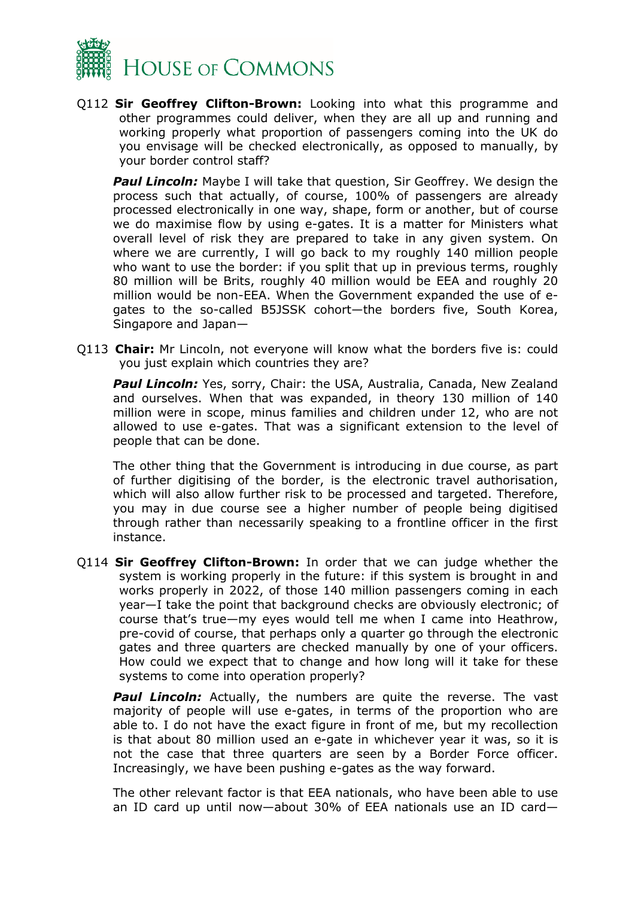Q112 **Sir Geoffrey Clifton-Brown:** Looking into what this programme and other programmes could deliver, when they are all up and running and working properly what proportion of passengers coming into the UK do you envisage will be checked electronically, as opposed to manually, by your border control staff?

***Paul Lincoln:*** Maybe I will take that question, Sir Geoffrey. We design the process such that actually, of course, 100% of passengers are already processed electronically in one way, shape, form or another, but of course we do maximise flow by using e-gates. It is a matter for Ministers what overall level of risk they are prepared to take in any given system. On where we are currently, I will go back to my roughly 140 million people who want to use the border: if you split that up in previous terms, roughly 80 million will be Brits, roughly 40 million would be EEA and roughly 20 million would be non-EEA. When the Government expanded the use of e-gates to the so-called B5JSSK cohort—the borders five, South Korea, Singapore and Japan—

Q113 **Chair:** Mr Lincoln, not everyone will know what the borders five is: could you just explain which countries they are?

***Paul Lincoln:*** Yes, sorry, Chair: the USA, Australia, Canada, New Zealand and ourselves. When that was expanded, in theory 130 million of 140 million were in scope, minus families and children under 12, who are not allowed to use e-gates. That was a significant extension to the level of people that can be done.

The other thing that the Government is introducing in due course, as part of further digitising of the border, is the electronic travel authorisation, which will also allow further risk to be processed and targeted. Therefore, you may in due course see a higher number of people being digitised through rather than necessarily speaking to a frontline officer in the first instance.

Q114 **Sir Geoffrey Clifton-Brown:** In order that we can judge whether the system is working properly in the future: if this system is brought in and works properly in 2022, of those 140 million passengers coming in each year—I take the point that background checks are obviously electronic; of course that's true—my eyes would tell me when I came into Heathrow, pre-covid of course, that perhaps only a quarter go through the electronic gates and three quarters are checked manually by one of your officers. How could we expect that to change and how long will it take for these systems to come into operation properly?

***Paul Lincoln:*** Actually, the numbers are quite the reverse. The vast majority of people will use e-gates, in terms of the proportion who are able to. I do not have the exact figure in front of me, but my recollection is that about 80 million used an e-gate in whichever year it was, so it is not the case that three quarters are seen by a Border Force officer. Increasingly, we have been pushing e-gates as the way forward.

The other relevant factor is that EEA nationals, who have been able to use an ID card up until now—about 30% of EEA nationals use an ID card—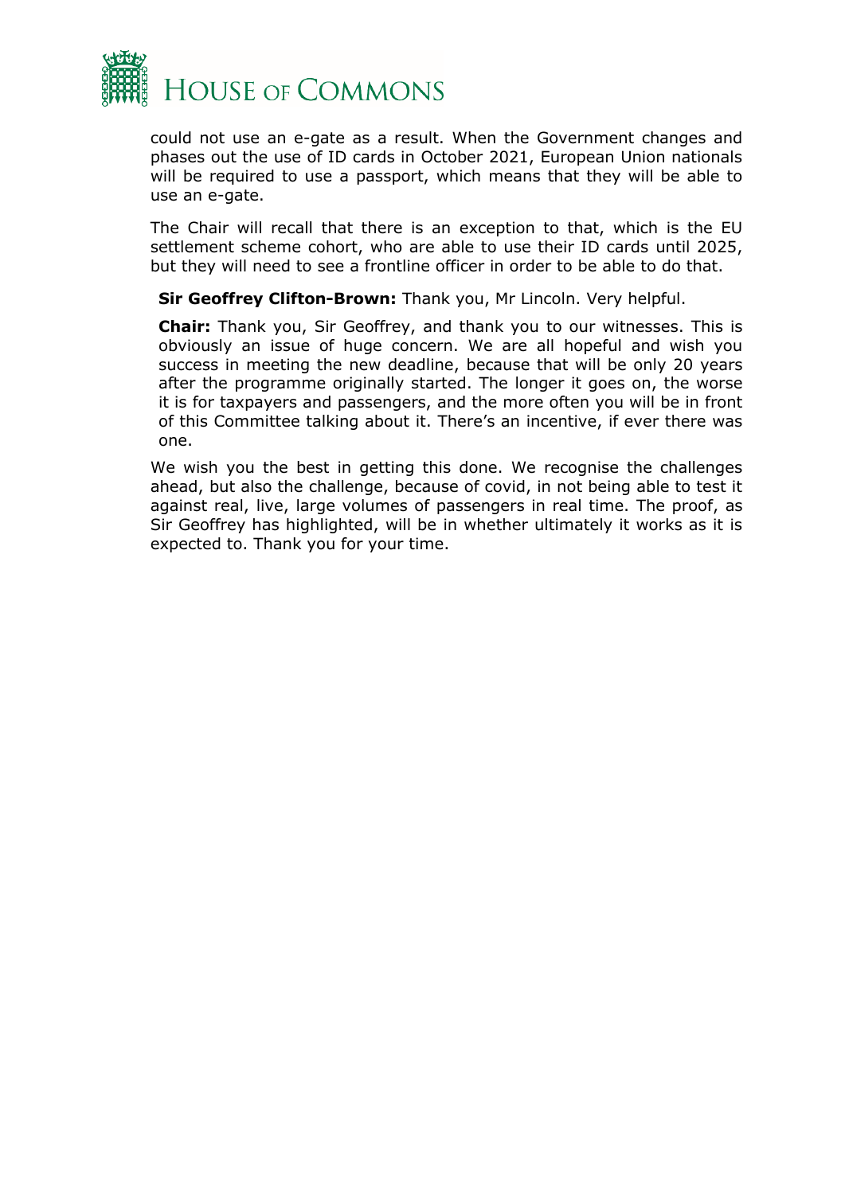could not use an e-gate as a result. When the Government changes and phases out the use of ID cards in October 2021, European Union nationals will be required to use a passport, which means that they will be able to use an e-gate.

The Chair will recall that there is an exception to that, which is the EU settlement scheme cohort, who are able to use their ID cards until 2025, but they will need to see a frontline officer in order to be able to do that.

**Sir Geoffrey Clifton-Brown:** Thank you, Mr Lincoln. Very helpful.

**Chair:** Thank you, Sir Geoffrey, and thank you to our witnesses. This is obviously an issue of huge concern. We are all hopeful and wish you success in meeting the new deadline, because that will be only 20 years after the programme originally started. The longer it goes on, the worse it is for taxpayers and passengers, and the more often you will be in front of this Committee talking about it. There's an incentive, if ever there was one.

We wish you the best in getting this done. We recognise the challenges ahead, but also the challenge, because of covid, in not being able to test it against real, live, large volumes of passengers in real time. The proof, as Sir Geoffrey has highlighted, will be in whether ultimately it works as it is expected to. Thank you for your time.